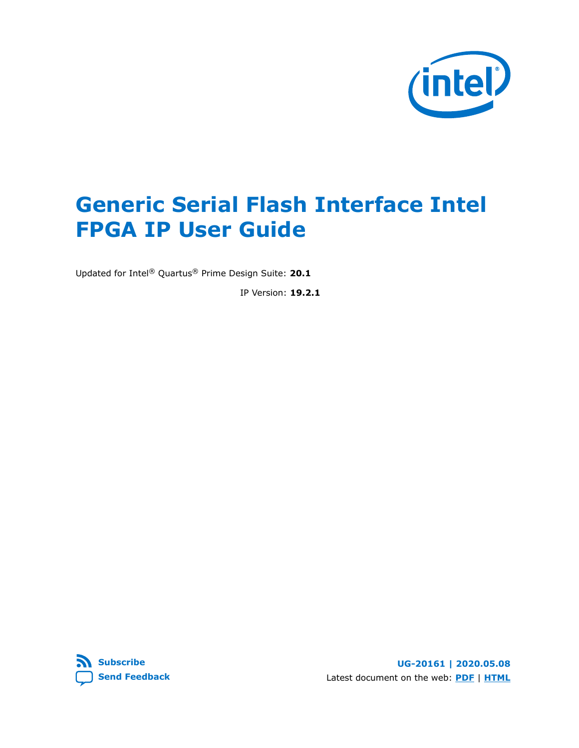# Generic Serial Flash Interface Intel FPGA IP User Guide

Updated for Intel® Quartus® Prime Design Suite: **20.1**

IP Version: **19.2.1**

**Subscribe**

**Send Feedback**

**UG-20161 | 2020.05.08**

Latest document on the web: **PDF** | **HTML**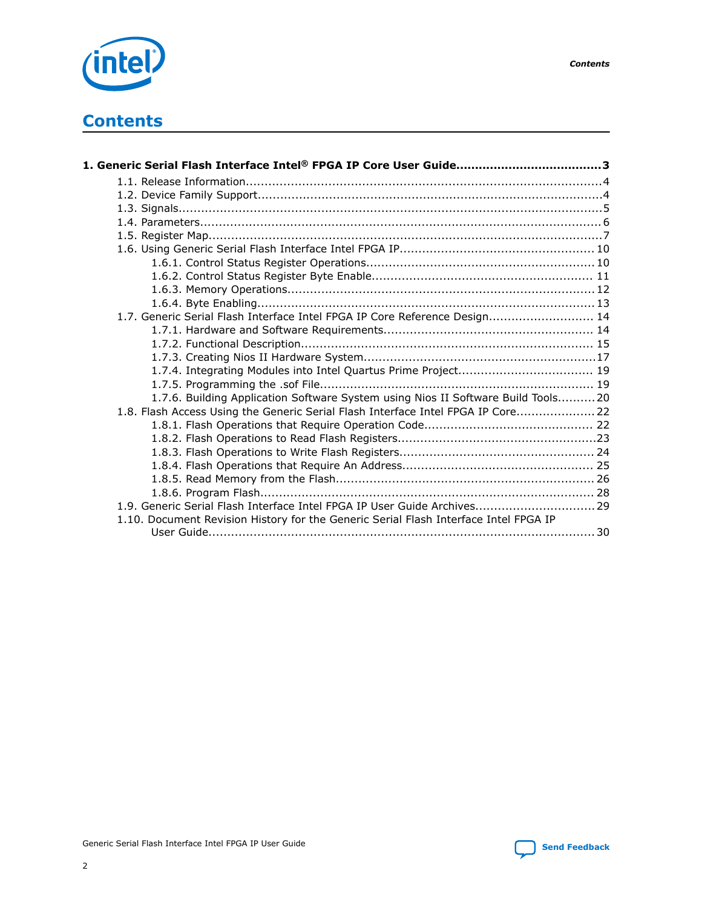# Contents

**1. Generic Serial Flash Interface Intel® FPGA IP Core User Guide......................................3**

- 1.1. Release Information............................................................................................4
- 1.2. Device Family Support.........................................................................................4
- 1.3. Signals...............................................................................................................5
- 1.4. Parameters.........................................................................................................6
- 1.5. Register Map.......................................................................................................7
- 1.6. Using Generic Serial Flash Interface Intel FPGA IP................................................... 10
  - 1.6.1. Control Status Register Operations............................................................ 10
  - 1.6.2. Control Status Register Byte Enable.......................................................... 11
  - 1.6.3. Memory Operations.................................................................................12
  - 1.6.4. Byte Enabling.........................................................................................13
- 1.7. Generic Serial Flash Interface Intel FPGA IP Core Reference Design............................ 14
  - 1.7.1. Hardware and Software Requirements....................................................... 14
  - 1.7.2. Functional Description............................................................................. 15
  - 1.7.3. Creating Nios II Hardware System.............................................................17
  - 1.7.4. Integrating Modules into Intel Quartus Prime Project.................................... 19
  - 1.7.5. Programming the .sof File........................................................................ 19
  - 1.7.6. Building Application Software System using Nios II Software Build Tools..........20
- 1.8. Flash Access Using the Generic Serial Flash Interface Intel FPGA IP Core..................... 22
  - 1.8.1. Flash Operations that Require Operation Code............................................ 22
  - 1.8.2. Flash Operations to Read Flash Registers....................................................23
  - 1.8.3. Flash Operations to Write Flash Registers................................................... 24
  - 1.8.4. Flash Operations that Require An Address.................................................. 25
  - 1.8.5. Read Memory from the Flash.................................................................... 26
  - 1.8.6. Program Flash........................................................................................ 28
- 1.9. Generic Serial Flash Interface Intel FPGA IP User Guide Archives................................29
- 1.10. Document Revision History for the Generic Serial Flash Interface Intel FPGA IP User Guide...................................................................................................... 30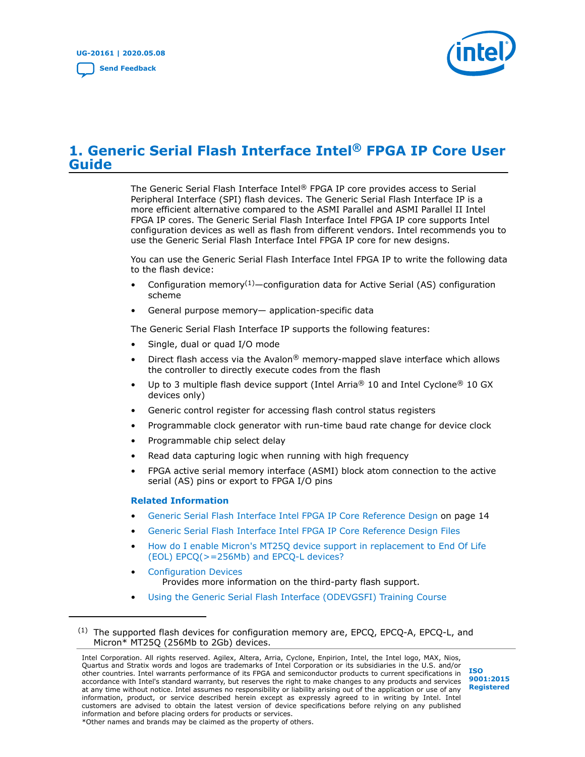# 1. Generic Serial Flash Interface Intel® FPGA IP Core User Guide

The Generic Serial Flash Interface Intel® FPGA IP core provides access to Serial Peripheral Interface (SPI) flash devices. The Generic Serial Flash Interface IP is a more efficient alternative compared to the ASMI Parallel and ASMI Parallel II Intel FPGA IP cores. The Generic Serial Flash Interface Intel FPGA IP core supports Intel configuration devices as well as flash from different vendors. Intel recommends you to use the Generic Serial Flash Interface Intel FPGA IP core for new designs.

You can use the Generic Serial Flash Interface Intel FPGA IP to write the following data to the flash device:

- Configuration memory[1]—configuration data for Active Serial (AS) configuration scheme
- General purpose memory— application-specific data

The Generic Serial Flash Interface IP supports the following features:

- Single, dual or quad I/O mode
- Direct flash access via the Avalon® memory-mapped slave interface which allows the controller to directly execute codes from the flash
- Up to 3 multiple flash device support (Intel Arria® 10 and Intel Cyclone® 10 GX devices only)
- Generic control register for accessing flash control status registers
- Programmable clock generator with run-time baud rate change for device clock
- Programmable chip select delay
- Read data capturing logic when running with high frequency
- FPGA active serial memory interface (ASMI) block atom connection to the active serial (AS) pins or export to FPGA I/O pins

**Related Information**

- Generic Serial Flash Interface Intel FPGA IP Core Reference Design on page 14
- Generic Serial Flash Interface Intel FPGA IP Core Reference Design Files
- How do I enable Micron's MT25Q device support in replacement to End Of Life (EOL) EPCQ(>=256Mb) and EPCQ-L devices?
- Configuration Devices
  Provides more information on the third-party flash support.
- Using the Generic Serial Flash Interface (ODEVGSFI) Training Course

---

[1] The supported flash devices for configuration memory are, EPCQ, EPCQ-A, EPCQ-L, and Micron* MT25Q (256Mb to 2Gb) devices.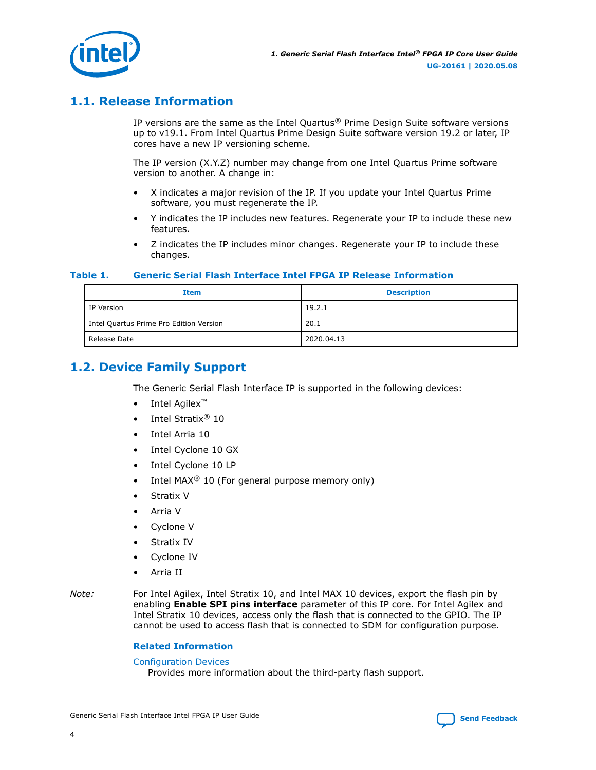## 1.1. Release Information

IP versions are the same as the Intel Quartus® Prime Design Suite software versions up to v19.1. From Intel Quartus Prime Design Suite software version 19.2 or later, IP cores have a new IP versioning scheme.

The IP version (X.Y.Z) number may change from one Intel Quartus Prime software version to another. A change in:

- X indicates a major revision of the IP. If you update your Intel Quartus Prime software, you must regenerate the IP.
- Y indicates the IP includes new features. Regenerate your IP to include these new features.
- Z indicates the IP includes minor changes. Regenerate your IP to include these changes.

**Table 1. Generic Serial Flash Interface Intel FPGA IP Release Information**

| Item | Description |
|---|---|
| IP Version | 19.2.1 |
| Intel Quartus Prime Pro Edition Version | 20.1 |
| Release Date | 2020.04.13 |

## 1.2. Device Family Support

The Generic Serial Flash Interface IP is supported in the following devices:

- Intel Agilex™
- Intel Stratix® 10
- Intel Arria 10
- Intel Cyclone 10 GX
- Intel Cyclone 10 LP
- Intel MAX® 10 (For general purpose memory only)
- Stratix V
- Arria V
- Cyclone V
- Stratix IV
- Cyclone IV
- Arria II

*Note:* For Intel Agilex, Intel Stratix 10, and Intel MAX 10 devices, export the flash pin by enabling **Enable SPI pins interface** parameter of this IP core. For Intel Agilex and Intel Stratix 10 devices, access only the flash that is connected to the GPIO. The IP cannot be used to access flash that is connected to SDM for configuration purpose.

**Related Information**

Configuration Devices

Provides more information about the third-party flash support.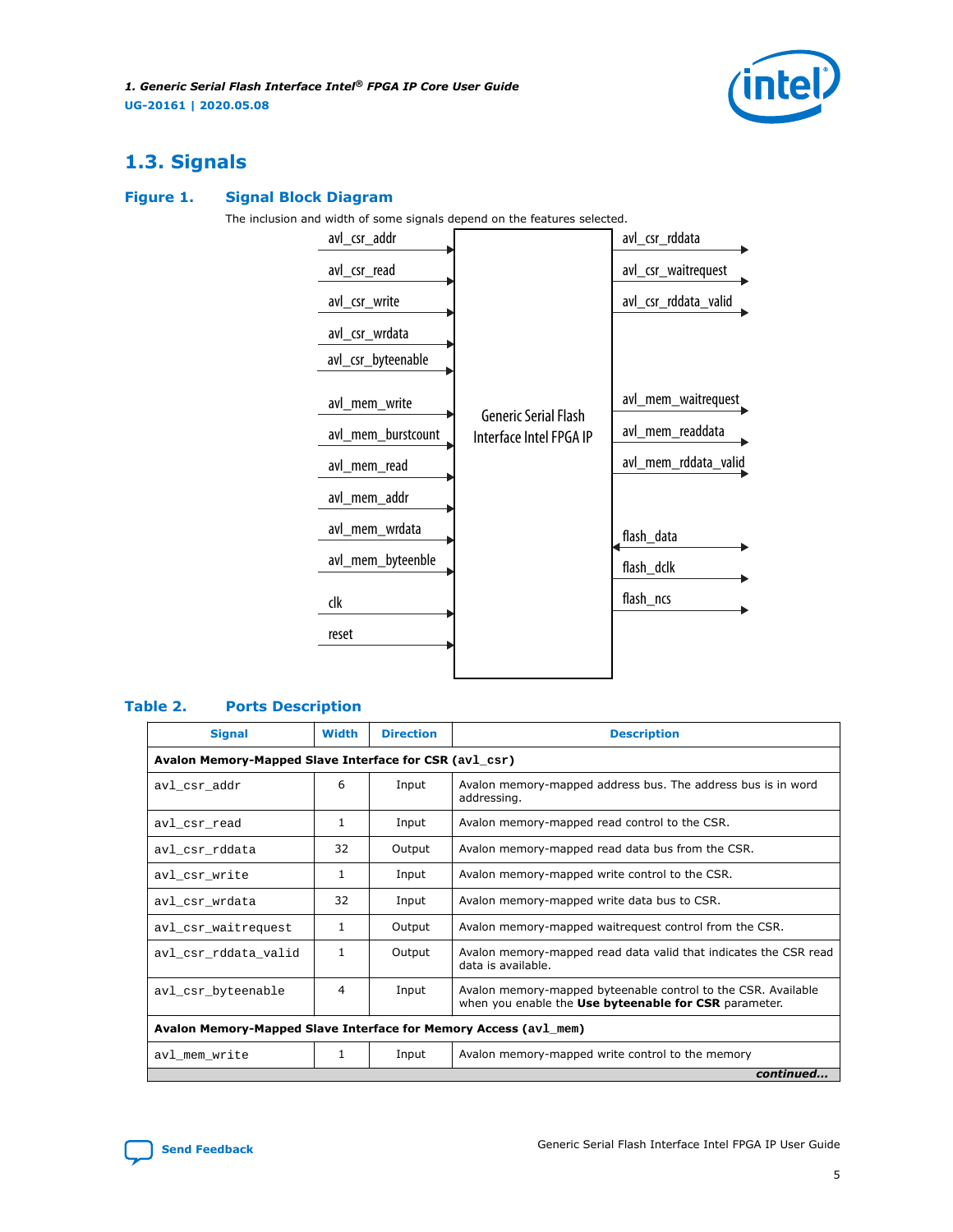## 1.3. Signals

**Figure 1. Signal Block Diagram**

The inclusion and width of some signals depend on the features selected.

**Table 2. Ports Description**

| Signal | Width | Direction | Description |
|---|---|---|---|
| **Avalon Memory-Mapped Slave Interface for CSR (avl_csr)** | | | |
| avl_csr_addr | 6 | Input | Avalon memory-mapped address bus. The address bus is in word addressing. |
| avl_csr_read | 1 | Input | Avalon memory-mapped read control to the CSR. |
| avl_csr_rddata | 32 | Output | Avalon memory-mapped read data bus from the CSR. |
| avl_csr_write | 1 | Input | Avalon memory-mapped write control to the CSR. |
| avl_csr_wrdata | 32 | Input | Avalon memory-mapped write data bus to CSR. |
| avl_csr_waitrequest | 1 | Output | Avalon memory-mapped waitrequest control from the CSR. |
| avl_csr_rddata_valid | 1 | Output | Avalon memory-mapped read data valid that indicates the CSR read data is available. |
| avl_csr_byteenable | 4 | Input | Avalon memory-mapped byteenable control to the CSR. Available when you enable the **Use byteenable for CSR** parameter. |
| **Avalon Memory-Mapped Slave Interface for Memory Access (avl_mem)** | | | |
| avl_mem_write | 1 | Input | Avalon memory-mapped write control to the memory |

*continued...*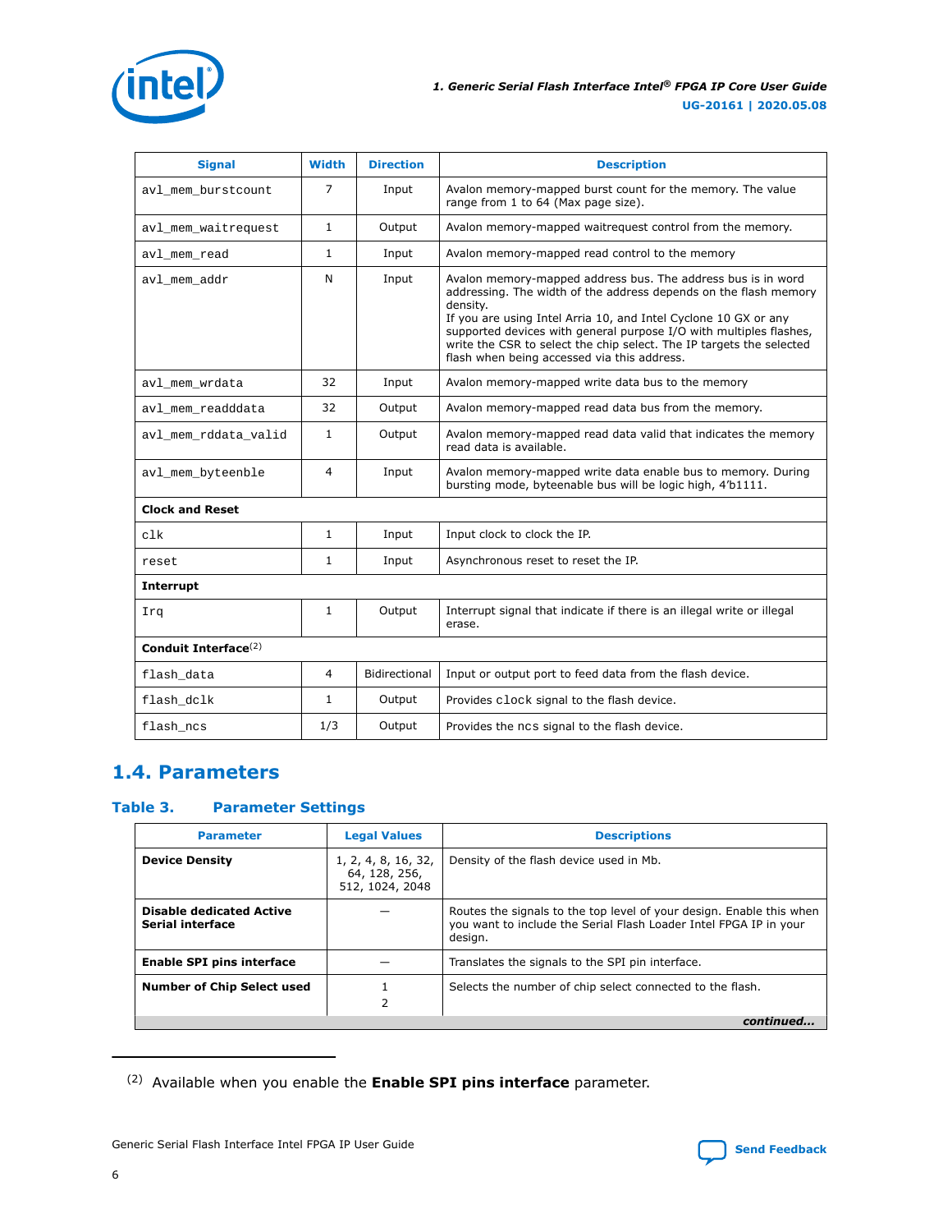| Signal | Width | Direction | Description |
|---|---|---|---|
| avl_mem_burstcount | 7 | Input | Avalon memory-mapped burst count for the memory. The value range from 1 to 64 (Max page size). |
| avl_mem_waitrequest | 1 | Output | Avalon memory-mapped waitrequest control from the memory. |
| avl_mem_read | 1 | Input | Avalon memory-mapped read control to the memory |
| avl_mem_addr | N | Input | Avalon memory-mapped address bus. The address bus is in word addressing. The width of the address depends on the flash memory density.<br>If you are using Intel Arria 10, and Intel Cyclone 10 GX or any supported devices with general purpose I/O with multiples flashes, write the CSR to select the chip select. The IP targets the selected flash when being accessed via this address. |
| avl_mem_wrdata | 32 | Input | Avalon memory-mapped write data bus to the memory |
| avl_mem_readddata | 32 | Output | Avalon memory-mapped read data bus from the memory. |
| avl_mem_rddata_valid | 1 | Output | Avalon memory-mapped read data valid that indicates the memory read data is available. |
| avl_mem_byteenble | 4 | Input | Avalon memory-mapped write data enable bus to memory. During bursting mode, byteenable bus will be logic high, 4'b1111. |
| **Clock and Reset** | | | |
| clk | 1 | Input | Input clock to clock the IP. |
| reset | 1 | Input | Asynchronous reset to reset the IP. |
| **Interrupt** | | | |
| Irq | 1 | Output | Interrupt signal that indicate if there is an illegal write or illegal erase. |
| **Conduit Interface**[(2)] | | | |
| flash_data | 4 | Bidirectional | Input or output port to feed data from the flash device. |
| flash_dclk | 1 | Output | Provides clock signal to the flash device. |
| flash_ncs | 1/3 | Output | Provides the ncs signal to the flash device. |

## 1.4. Parameters

### Table 3. Parameter Settings

| Parameter | Legal Values | Descriptions |
|---|---|---|
| **Device Density** | 1, 2, 4, 8, 16, 32, 64, 128, 256, 512, 1024, 2048 | Density of the flash device used in Mb. |
| **Disable dedicated Active Serial interface** | — | Routes the signals to the top level of your design. Enable this when you want to include the Serial Flash Loader Intel FPGA IP in your design. |
| **Enable SPI pins interface** | — | Translates the signals to the SPI pin interface. |
| **Number of Chip Select used** | 1<br>2 | Selects the number of chip select connected to the flash. |

*continued...*

(2) Available when you enable the **Enable SPI pins interface** parameter.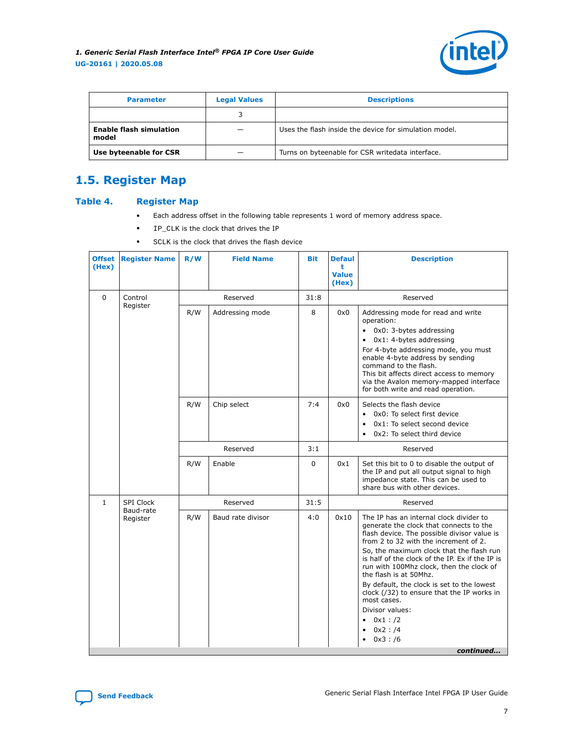| Parameter | Legal Values | Descriptions |
| --- | --- | --- |
| | 3 | |
| **Enable flash simulation model** | — | Uses the flash inside the device for simulation model. |
| **Use byteenable for CSR** | — | Turns on byteenable for CSR writedata interface. |

## 1.5. Register Map

### Table 4. Register Map

- Each address offset in the following table represents 1 word of memory address space.
- IP_CLK is the clock that drives the IP
- SCLK is the clock that drives the flash device

| Offset (Hex) | Register Name | R/W | Field Name | Bit | Default Value (Hex) | Description |
| --- | --- | --- | --- | --- | --- | --- |
| 0 | Control Register | | Reserved | 31:8 | | Reserved |
| | | R/W | Addressing mode | 8 | 0x0 | Addressing mode for read and write operation:<br>• 0x0: 3-bytes addressing<br>• 0x1: 4-bytes addressing<br>For 4-byte addressing mode, you must enable 4-byte address by sending command to the flash.<br>This bit affects direct access to memory via the Avalon memory-mapped interface for both write and read operation. |
| | | R/W | Chip select | 7:4 | 0x0 | Selects the flash device<br>• 0x0: To select first device<br>• 0x1: To select second device<br>• 0x2: To select third device |
| | | | Reserved | 3:1 | | Reserved |
| | | R/W | Enable | 0 | 0x1 | Set this bit to 0 to disable the output of the IP and put all output signal to high impedance state. This can be used to share bus with other devices. |
| 1 | SPI Clock Baud-rate Register | | Reserved | 31:5 | | Reserved |
| | | R/W | Baud rate divisor | 4:0 | 0x10 | The IP has an internal clock divider to generate the clock that connects to the flash device. The possible divisor value is from 2 to 32 with the increment of 2.<br>So, the maximum clock that the flash run is half of the clock of the IP. Ex if the IP is run with 100Mhz clock, then the clock of the flash is at 50Mhz.<br>By default, the clock is set to the lowest clock (/32) to ensure that the IP works in most cases.<br>Divisor values:<br>• 0x1 : /2<br>• 0x2 : /4<br>• 0x3 : /6 |

*continued...*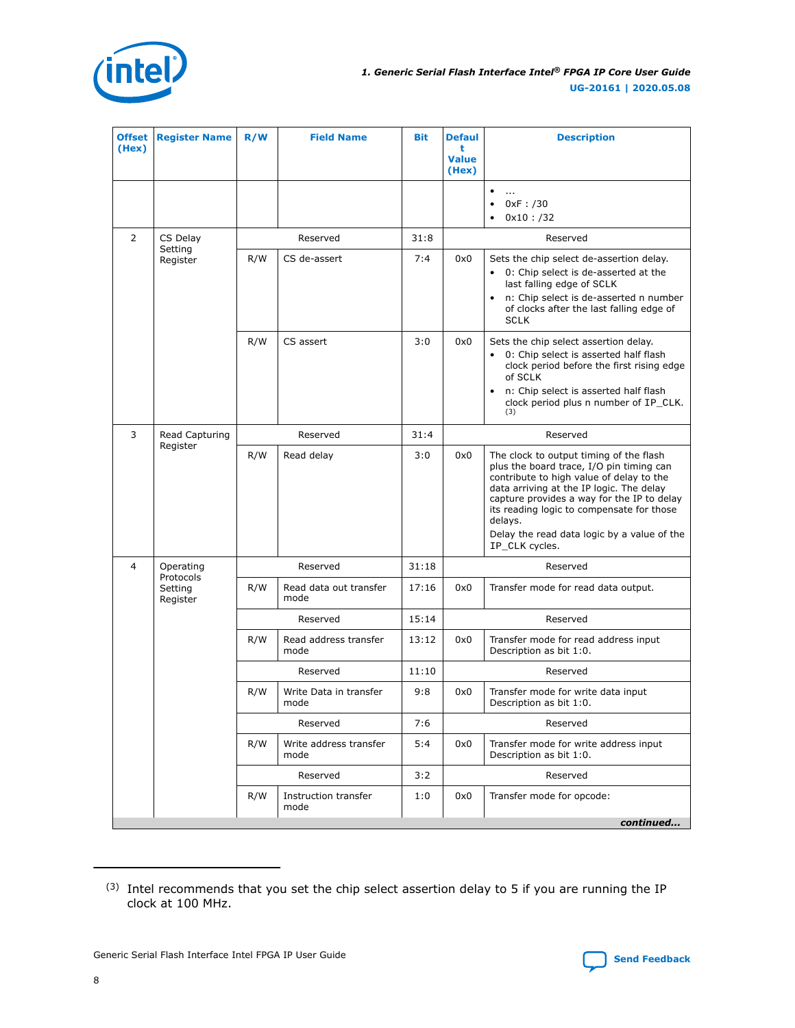| Offset (Hex) | Register Name | R/W | Field Name | Bit | Default Value (Hex) | Description |
|---|---|---|---|---|---|---|
| | | | | | | • ... <br>• 0xF : /30 <br>• 0x10 : /32 |
| 2 | CS Delay Setting Register | Reserved | | 31:8 | Reserved | |
| | | R/W | CS de-assert | 7:4 | 0x0 | Sets the chip select de-assertion delay.<br>• 0: Chip select is de-asserted at the last falling edge of SCLK<br>• n: Chip select is de-asserted n number of clocks after the last falling edge of SCLK |
| | | R/W | CS assert | 3:0 | 0x0 | Sets the chip select assertion delay.<br>• 0: Chip select is asserted half flash clock period before the first rising edge of SCLK<br>• n: Chip select is asserted half flash clock period plus n number of IP_CLK. [3] |
| 3 | Read Capturing Register | Reserved | | 31:4 | Reserved | |
| | | R/W | Read delay | 3:0 | 0x0 | The clock to output timing of the flash plus the board trace, I/O pin timing can contribute to high value of delay to the data arriving at the IP logic. The delay capture provides a way for the IP to delay its reading logic to compensate for those delays.<br>Delay the read data logic by a value of the IP_CLK cycles. |
| 4 | Operating Protocols Setting Register | Reserved | | 31:18 | Reserved | |
| | | R/W | Read data out transfer mode | 17:16 | 0x0 | Transfer mode for read data output. |
| | | Reserved | | 15:14 | Reserved | |
| | | R/W | Read address transfer mode | 13:12 | 0x0 | Transfer mode for read address input Description as bit 1:0. |
| | | Reserved | | 11:10 | Reserved | |
| | | R/W | Write Data in transfer mode | 9:8 | 0x0 | Transfer mode for write data input Description as bit 1:0. |
| | | Reserved | | 7:6 | Reserved | |
| | | R/W | Write address transfer mode | 5:4 | 0x0 | Transfer mode for write address input Description as bit 1:0. |
| | | Reserved | | 3:2 | Reserved | |
| | | R/W | Instruction transfer mode | 1:0 | 0x0 | Transfer mode for opcode: |

*continued...*

(3) Intel recommends that you set the chip select assertion delay to 5 if you are running the IP clock at 100 MHz.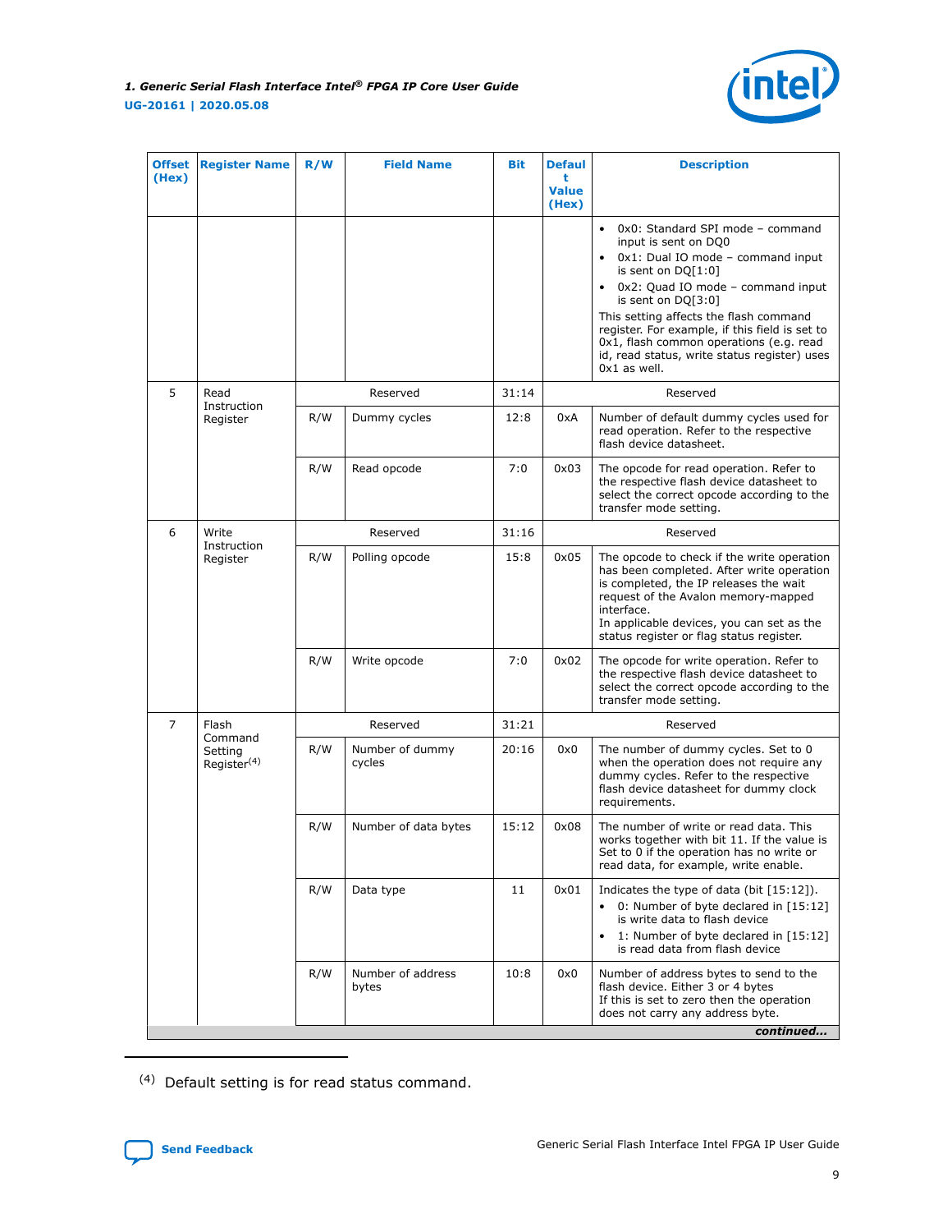| Offset (Hex) | Register Name | R/W | Field Name | Bit | Default Value (Hex) | Description |
|---|---|---|---|---|---|---|
| | | | | | | • 0x0: Standard SPI mode – command input is sent on DQ0<br>• 0x1: Dual IO mode – command input is sent on DQ[1:0]<br>• 0x2: Quad IO mode – command input is sent on DQ[3:0]<br>This setting affects the flash command register. For example, if this field is set to 0x1, flash common operations (e.g. read id, read status, write status register) uses 0x1 as well. |
| 5 | Read Instruction Register | | Reserved | 31:14 | | Reserved |
| | | R/W | Dummy cycles | 12:8 | 0xA | Number of default dummy cycles used for read operation. Refer to the respective flash device datasheet. |
| | | R/W | Read opcode | 7:0 | 0x03 | The opcode for read operation. Refer to the respective flash device datasheet to select the correct opcode according to the transfer mode setting. |
| 6 | Write Instruction Register | | Reserved | 31:16 | | Reserved |
| | | R/W | Polling opcode | 15:8 | 0x05 | The opcode to check if the write operation has been completed. After write operation is completed, the IP releases the wait request of the Avalon memory-mapped interface.<br>In applicable devices, you can set as the status register or flag status register. |
| | | R/W | Write opcode | 7:0 | 0x02 | The opcode for write operation. Refer to the respective flash device datasheet to select the correct opcode according to the transfer mode setting. |
| 7 | Flash Command Setting Register[(4)] | | Reserved | 31:21 | | Reserved |
| | | R/W | Number of dummy cycles | 20:16 | 0x0 | The number of dummy cycles. Set to 0 when the operation does not require any dummy cycles. Refer to the respective flash device datasheet for dummy clock requirements. |
| | | R/W | Number of data bytes | 15:12 | 0x08 | The number of write or read data. This works together with bit 11. If the value is Set to 0 if the operation has no write or read data, for example, write enable. |
| | | R/W | Data type | 11 | 0x01 | Indicates the type of data (bit [15:12]).<br>• 0: Number of byte declared in [15:12] is write data to flash device<br>• 1: Number of byte declared in [15:12] is read data from flash device |
| | | R/W | Number of address bytes | 10:8 | 0x0 | Number of address bytes to send to the flash device. Either 3 or 4 bytes<br>If this is set to zero then the operation does not carry any address byte. |

*continued...*

(4) Default setting is for read status command.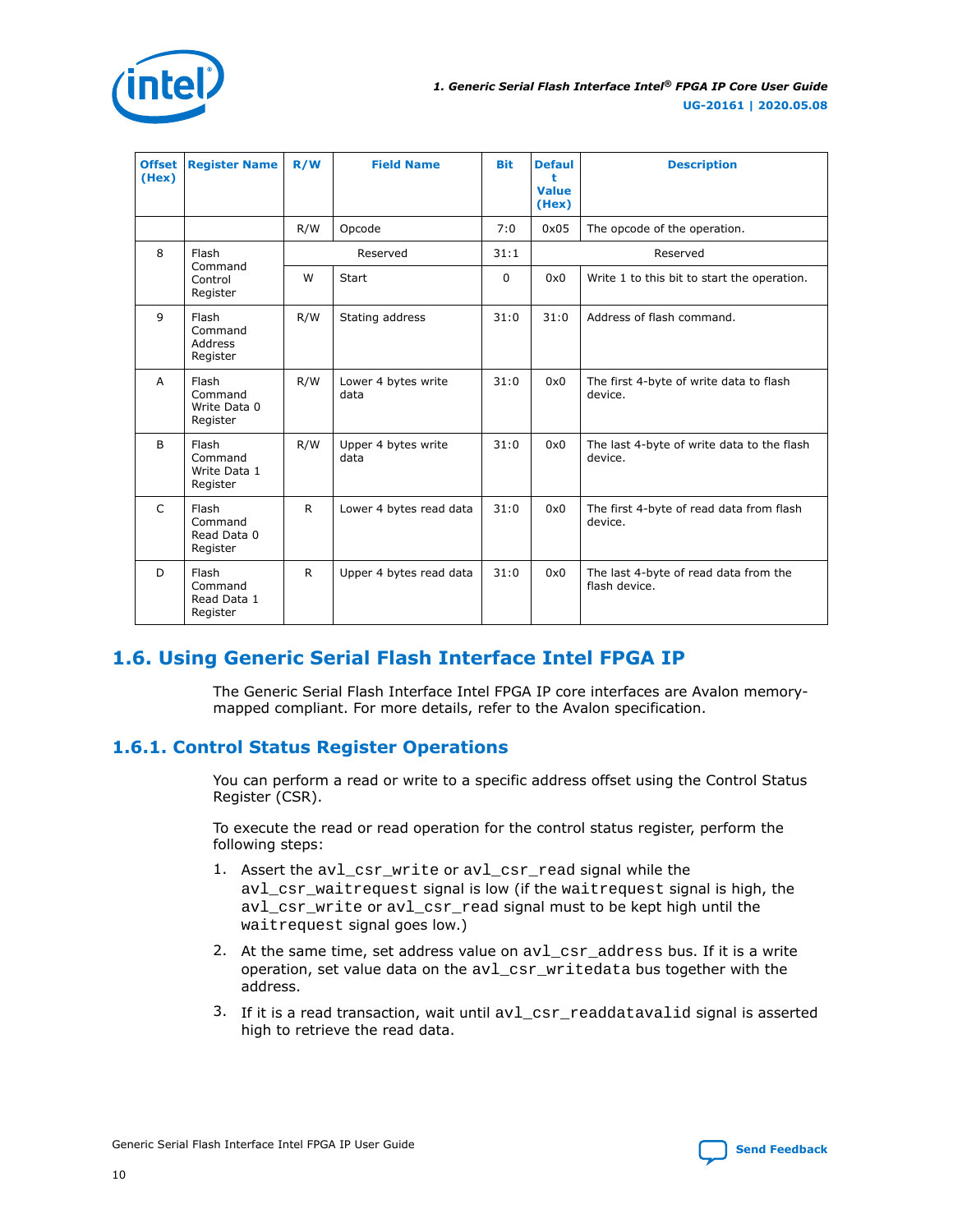| Offset (Hex) | Register Name | R/W | Field Name | Bit | Default Value (Hex) | Description |
|---|---|---|---|---|---|---|
| | | R/W | Opcode | 7:0 | 0x05 | The opcode of the operation. |
| 8 | Flash Command Control Register | | Reserved | 31:1 | | Reserved |
| | | W | Start | 0 | 0x0 | Write 1 to this bit to start the operation. |
| 9 | Flash Command Address Register | R/W | Stating address | 31:0 | 31:0 | Address of flash command. |
| A | Flash Command Write Data 0 Register | R/W | Lower 4 bytes write data | 31:0 | 0x0 | The first 4-byte of write data to flash device. |
| B | Flash Command Write Data 1 Register | R/W | Upper 4 bytes write data | 31:0 | 0x0 | The last 4-byte of write data to the flash device. |
| C | Flash Command Read Data 0 Register | R | Lower 4 bytes read data | 31:0 | 0x0 | The first 4-byte of read data from flash device. |
| D | Flash Command Read Data 1 Register | R | Upper 4 bytes read data | 31:0 | 0x0 | The last 4-byte of read data from the flash device. |

## 1.6. Using Generic Serial Flash Interface Intel FPGA IP

The Generic Serial Flash Interface Intel FPGA IP core interfaces are Avalon memory-mapped compliant. For more details, refer to the Avalon specification.

### 1.6.1. Control Status Register Operations

You can perform a read or write to a specific address offset using the Control Status Register (CSR).

To execute the read or read operation for the control status register, perform the following steps:

1. Assert the `avl_csr_write` or `avl_csr_read` signal while the `avl_csr_waitrequest` signal is low (if the `waitrequest` signal is high, the `avl_csr_write` or `avl_csr_read` signal must to be kept high until the `waitrequest` signal goes low.)
2. At the same time, set address value on `avl_csr_address` bus. If it is a write operation, set value data on the `avl_csr_writedata` bus together with the address.
3. If it is a read transaction, wait until `avl_csr_readdatavalid` signal is asserted high to retrieve the read data.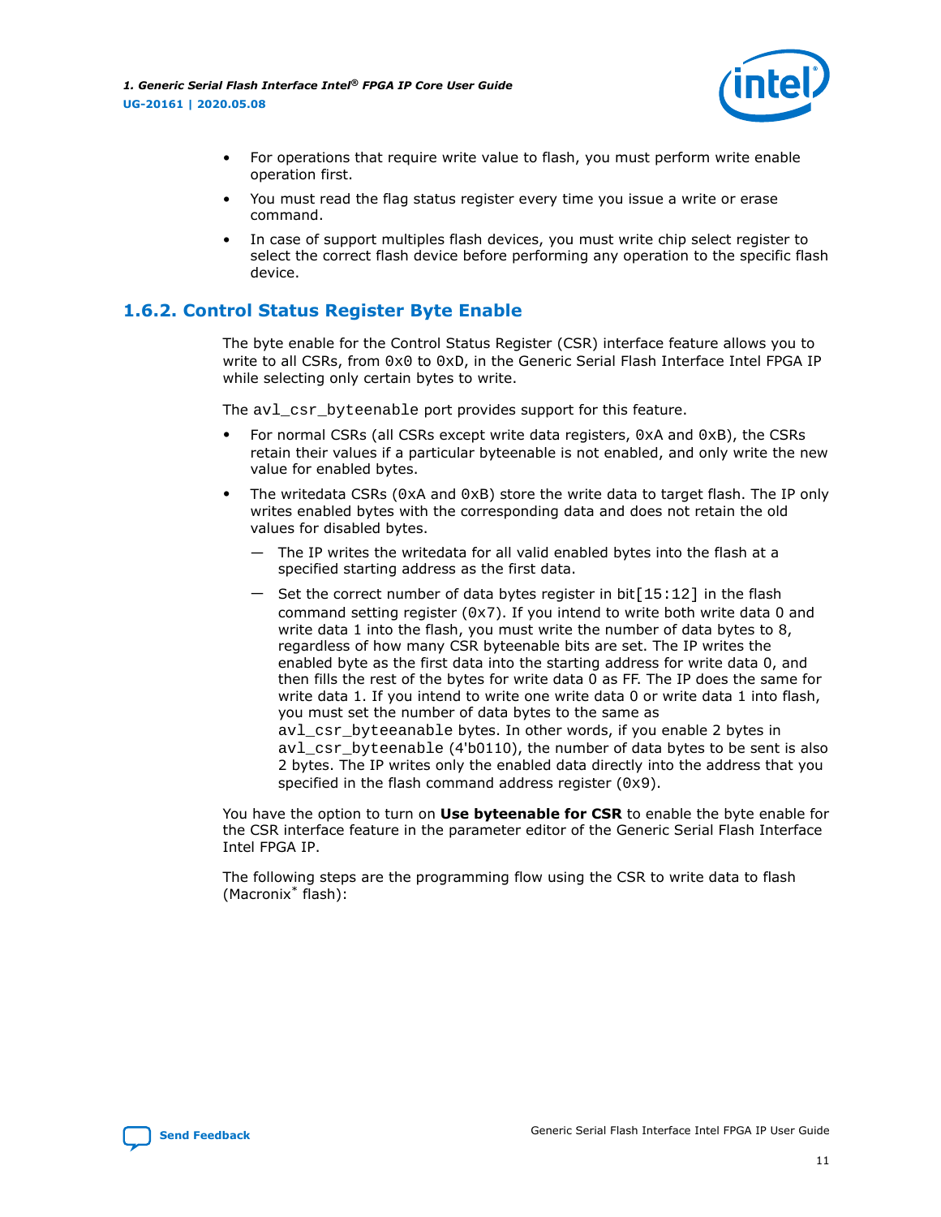- For operations that require write value to flash, you must perform write enable operation first.
- You must read the flag status register every time you issue a write or erase command.
- In case of support multiples flash devices, you must write chip select register to select the correct flash device before performing any operation to the specific flash device.

## 1.6.2. Control Status Register Byte Enable

The byte enable for the Control Status Register (CSR) interface feature allows you to write to all CSRs, from `0x0` to `0xD`, in the Generic Serial Flash Interface Intel FPGA IP while selecting only certain bytes to write.

The `avl_csr_byteenable` port provides support for this feature.

- For normal CSRs (all CSRs except write data registers, `0xA` and `0xB`), the CSRs retain their values if a particular byteenable is not enabled, and only write the new value for enabled bytes.
- The writedata CSRs (`0xA` and `0xB`) store the write data to target flash. The IP only writes enabled bytes with the corresponding data and does not retain the old values for disabled bytes.
  - The IP writes the writedata for all valid enabled bytes into the flash at a specified starting address as the first data.
  - Set the correct number of data bytes register in bit`[15:12]` in the flash command setting register (`0x7`). If you intend to write both write data 0 and write data 1 into the flash, you must write the number of data bytes to 8, regardless of how many CSR byteenable bits are set. The IP writes the enabled byte as the first data into the starting address for write data 0, and then fills the rest of the bytes for write data 0 as FF. The IP does the same for write data 1. If you intend to write one write data 0 or write data 1 into flash, you must set the number of data bytes to the same as `avl_csr_byteeanable` bytes. In other words, if you enable 2 bytes in `avl_csr_byteenable` (4'b0110), the number of data bytes to be sent is also 2 bytes. The IP writes only the enabled data directly into the address that you specified in the flash command address register (`0x9`).

You have the option to turn on **Use byteenable for CSR** to enable the byte enable for the CSR interface feature in the parameter editor of the Generic Serial Flash Interface Intel FPGA IP.

The following steps are the programming flow using the CSR to write data to flash (Macronix* flash):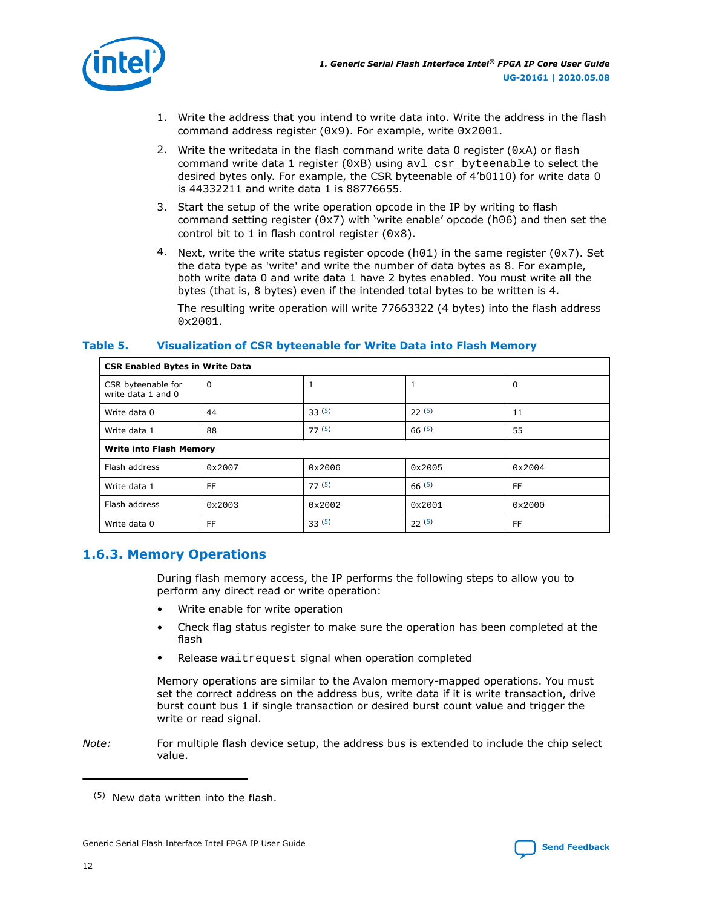1. Write the address that you intend to write data into. Write the address in the flash command address register (0x9). For example, write 0x2001.
2. Write the writedata in the flash command write data 0 register (0xA) or flash command write data 1 register (0xB) using avl_csr_byteenable to select the desired bytes only. For example, the CSR byteenable of 4’b0110) for write data 0 is 44332211 and write data 1 is 88776655.
3. Start the setup of the write operation opcode in the IP by writing to flash command setting register (0x7) with ‘write enable’ opcode (h06) and then set the control bit to 1 in flash control register (0x8).
4. Next, write the write status register opcode (h01) in the same register (0x7). Set the data type as 'write' and write the number of data bytes as 8. For example, both write data 0 and write data 1 have 2 bytes enabled. You must write all the bytes (that is, 8 bytes) even if the intended total bytes to be written is 4.

   The resulting write operation will write 77663322 (4 bytes) into the flash address 0x2001.

**Table 5. Visualization of CSR byteenable for Write Data into Flash Memory**

| **CSR Enabled Bytes in Write Data** | | | | |
|---|---|---|---|---|
| CSR byteenable for write data 1 and 0 | 0 | 1 | 1 | 0 |
| Write data 0 | 44 | 33 [5] | 22 [5] | 11 |
| Write data 1 | 88 | 77 [5] | 66 [5] | 55 |
| **Write into Flash Memory** | | | | |
| Flash address | 0x2007 | 0x2006 | 0x2005 | 0x2004 |
| Write data 1 | FF | 77 [5] | 66 [5] | FF |
| Flash address | 0x2003 | 0x2002 | 0x2001 | 0x2000 |
| Write data 0 | FF | 33 [5] | 22 [5] | FF |

## 1.6.3. Memory Operations

During flash memory access, the IP performs the following steps to allow you to perform any direct read or write operation:

- Write enable for write operation
- Check flag status register to make sure the operation has been completed at the flash
- Release waitrequest signal when operation completed

Memory operations are similar to the Avalon memory-mapped operations. You must set the correct address on the address bus, write data if it is write transaction, drive burst count bus 1 if single transaction or desired burst count value and trigger the write or read signal.

*Note:* For multiple flash device setup, the address bus is extended to include the chip select value.

[5] New data written into the flash.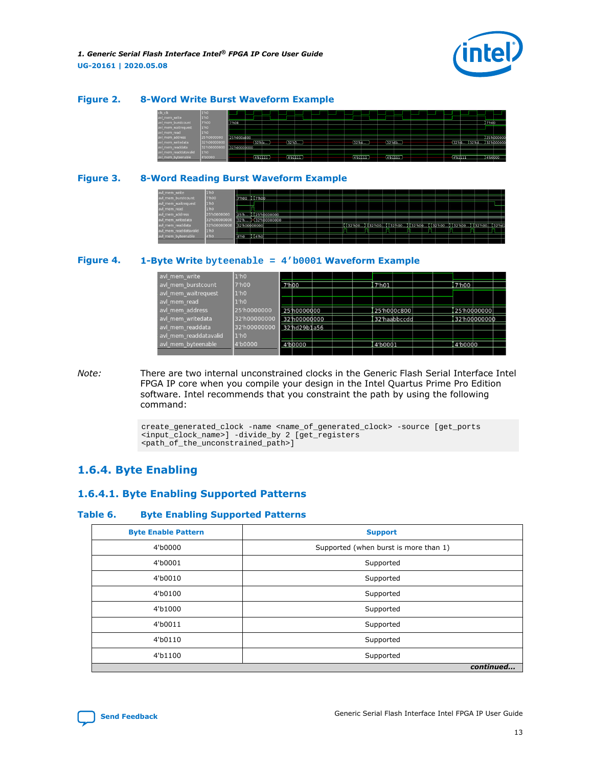**Figure 2. 8-Word Write Burst Waveform Example**

**Figure 3. 8-Word Reading Burst Waveform Example**

**Figure 4. 1-Byte Write byteenable = 4’b0001 Waveform Example**

*Note:* There are two internal unconstrained clocks in the Generic Flash Serial Interface Intel FPGA IP core when you compile your design in the Intel Quartus Prime Pro Edition software. Intel recommends that you constraint the path by using the following command:

```
create_generated_clock -name <name_of_generated_clock> -source [get_ports
<input_clock_name>] -divide_by 2 [get_registers
<path_of_the_unconstrained_path>]
```

## 1.6.4. Byte Enabling

### 1.6.4.1. Byte Enabling Supported Patterns

**Table 6. Byte Enabling Supported Patterns**

| Byte Enable Pattern | Support |
| --- | --- |
| 4'b0000 | Supported (when burst is more than 1) |
| 4'b0001 | Supported |
| 4'b0010 | Supported |
| 4'b0100 | Supported |
| 4'b1000 | Supported |
| 4'b0011 | Supported |
| 4'b0110 | Supported |
| 4'b1100 | Supported |

*continued...*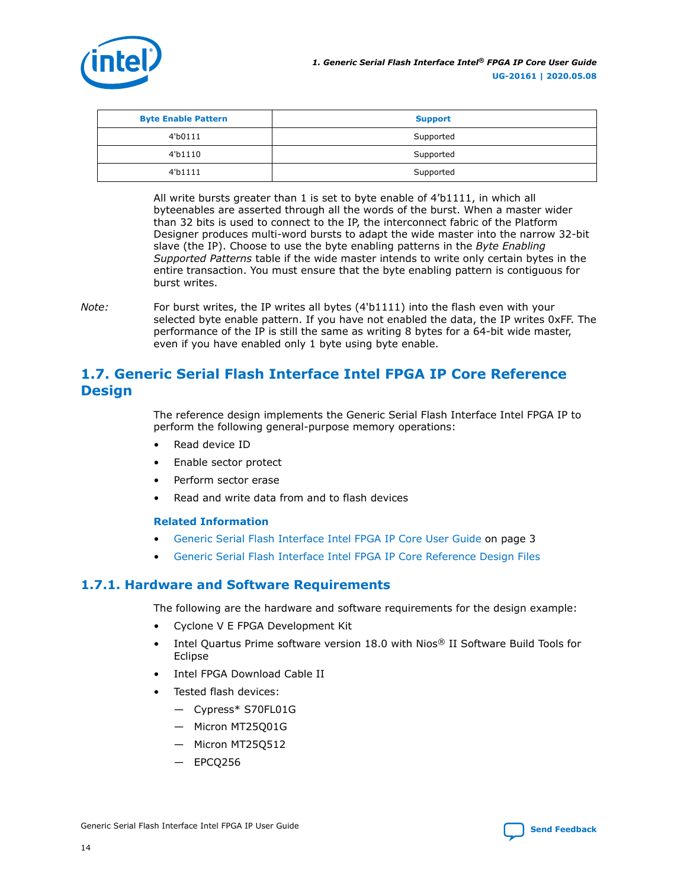| Byte Enable Pattern | Support |
|---|---|
| 4'b0111 | Supported |
| 4'b1110 | Supported |
| 4'b1111 | Supported |

All write bursts greater than 1 is set to byte enable of 4’b1111, in which all byteenables are asserted through all the words of the burst. When a master wider than 32 bits is used to connect to the IP, the interconnect fabric of the Platform Designer produces multi-word bursts to adapt the wide master into the narrow 32-bit slave (the IP). Choose to use the byte enabling patterns in the *Byte Enabling Supported Patterns* table if the wide master intends to write only certain bytes in the entire transaction. You must ensure that the byte enabling pattern is contiguous for burst writes.

*Note:* For burst writes, the IP writes all bytes (4'b1111) into the flash even with your selected byte enable pattern. If you have not enabled the data, the IP writes 0xFF. The performance of the IP is still the same as writing 8 bytes for a 64-bit wide master, even if you have enabled only 1 byte using byte enable.

## 1.7. Generic Serial Flash Interface Intel FPGA IP Core Reference Design

The reference design implements the Generic Serial Flash Interface Intel FPGA IP to perform the following general-purpose memory operations:

- Read device ID
- Enable sector protect
- Perform sector erase
- Read and write data from and to flash devices

**Related Information**

- Generic Serial Flash Interface Intel FPGA IP Core User Guide on page 3
- Generic Serial Flash Interface Intel FPGA IP Core Reference Design Files

### 1.7.1. Hardware and Software Requirements

The following are the hardware and software requirements for the design example:

- Cyclone V E FPGA Development Kit
- Intel Quartus Prime software version 18.0 with Nios® II Software Build Tools for Eclipse
- Intel FPGA Download Cable II
- Tested flash devices:
  - Cypress* S70FL01G
  - Micron MT25Q01G
  - Micron MT25Q512
  - EPCQ256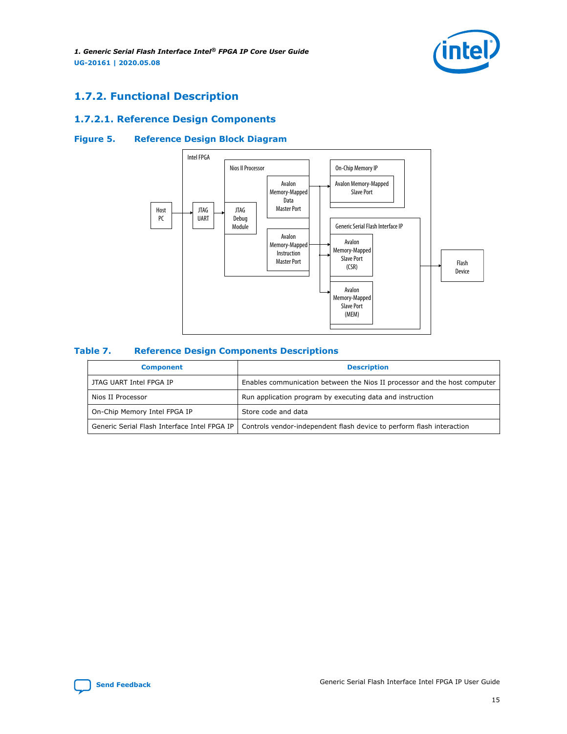## 1.7.2. Functional Description

### 1.7.2.1. Reference Design Components

**Figure 5. Reference Design Block Diagram**

**Table 7. Reference Design Components Descriptions**

| Component | Description |
|---|---|
| JTAG UART Intel FPGA IP | Enables communication between the Nios II processor and the host computer |
| Nios II Processor | Run application program by executing data and instruction |
| On-Chip Memory Intel FPGA IP | Store code and data |
| Generic Serial Flash Interface Intel FPGA IP | Controls vendor-independent flash device to perform flash interaction |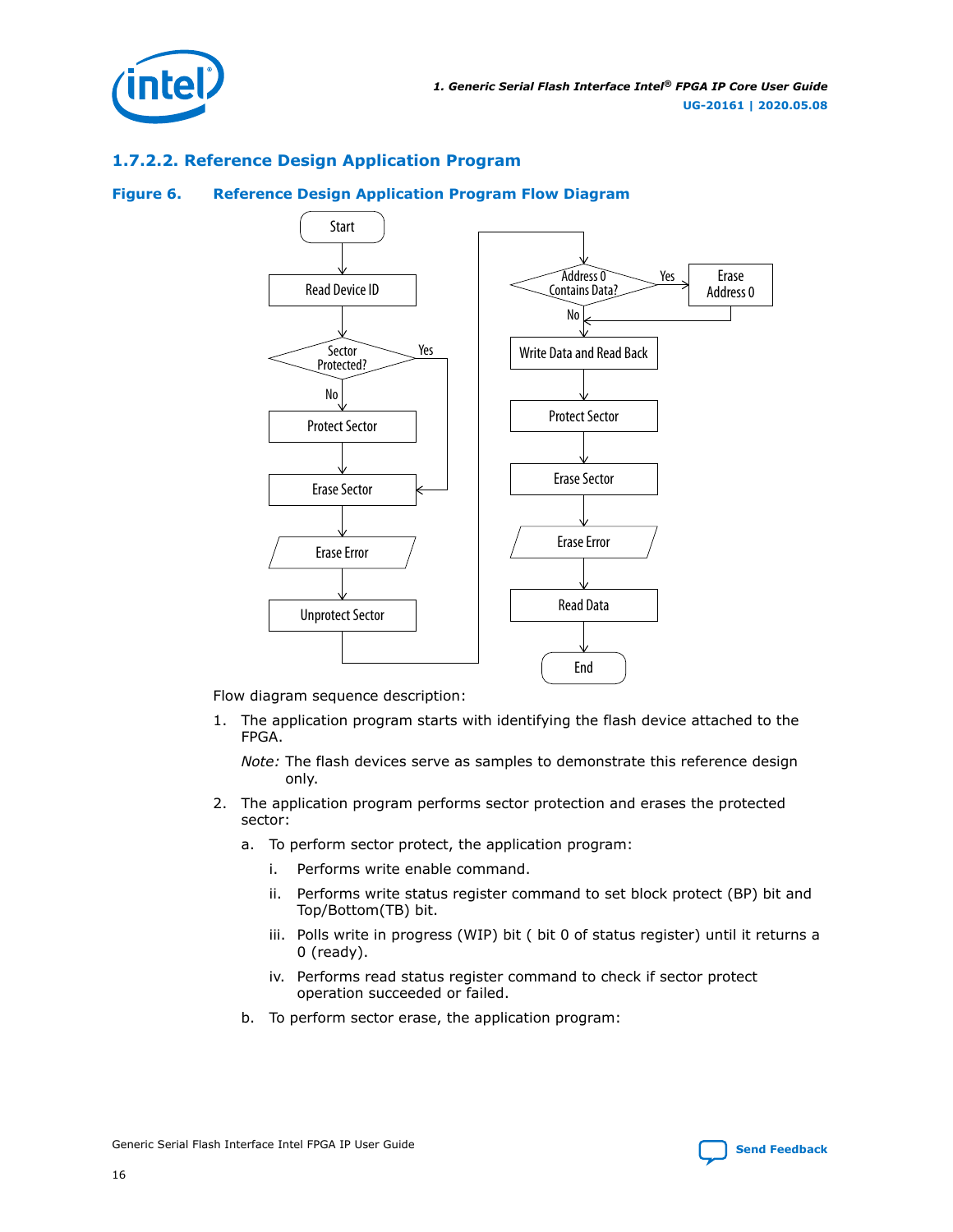### 1.7.2.2. Reference Design Application Program

**Figure 6. Reference Design Application Program Flow Diagram**

Flow diagram sequence description:

1. The application program starts with identifying the flash device attached to the FPGA.

   *Note:* The flash devices serve as samples to demonstrate this reference design only.

2. The application program performs sector protection and erases the protected sector:

   a. To perform sector protect, the application program:

      i. Performs write enable command.

      ii. Performs write status register command to set block protect (BP) bit and Top/Bottom(TB) bit.

      iii. Polls write in progress (WIP) bit ( bit 0 of status register) until it returns a 0 (ready).

      iv. Performs read status register command to check if sector protect operation succeeded or failed.

   b. To perform sector erase, the application program: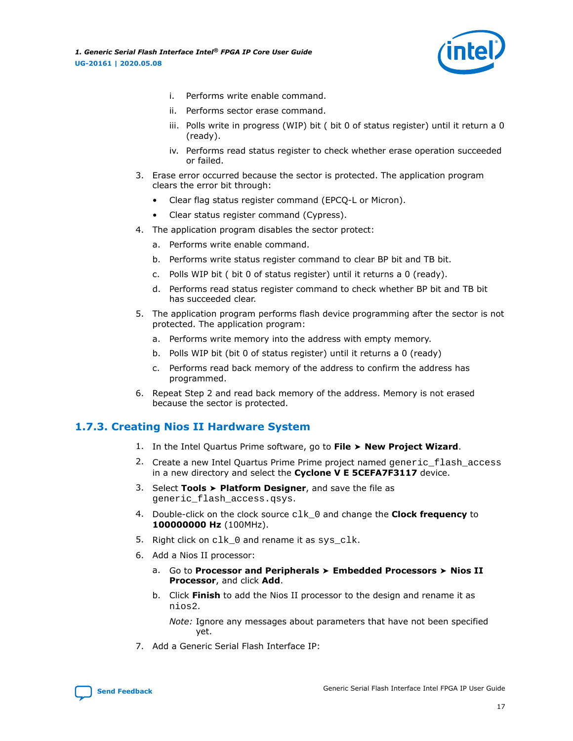i. Performs write enable command.

ii. Performs sector erase command.

iii. Polls write in progress (WIP) bit ( bit 0 of status register) until it return a 0 (ready).

iv. Performs read status register to check whether erase operation succeeded or failed.

3. Erase error occurred because the sector is protected. The application program clears the error bit through:
   - Clear flag status register command (EPCQ-L or Micron).
   - Clear status register command (Cypress).
4. The application program disables the sector protect:
   a. Performs write enable command.
   b. Performs write status register command to clear BP bit and TB bit.
   c. Polls WIP bit ( bit 0 of status register) until it returns a 0 (ready).
   d. Performs read status register command to check whether BP bit and TB bit has succeeded clear.
5. The application program performs flash device programming after the sector is not protected. The application program:
   a. Performs write memory into the address with empty memory.
   b. Polls WIP bit (bit 0 of status register) until it returns a 0 (ready)
   c. Performs read back memory of the address to confirm the address has programmed.
6. Repeat Step 2 and read back memory of the address. Memory is not erased because the sector is protected.

## 1.7.3. Creating Nios II Hardware System

1. In the Intel Quartus Prime software, go to **File ➤ New Project Wizard**.
2. Create a new Intel Quartus Prime Prime project named `generic_flash_access` in a new directory and select the **Cyclone V E 5CEFA7F3117** device.
3. Select **Tools ➤ Platform Designer**, and save the file as `generic_flash_access.qsys`.
4. Double-click on the clock source `clk_0` and change the **Clock frequency** to **100000000 Hz** (100MHz).
5. Right click on `clk_0` and rename it as `sys_clk`.
6. Add a Nios II processor:
   a. Go to **Processor and Peripherals ➤ Embedded Processors ➤ Nios II Processor**, and click **Add**.
   b. Click **Finish** to add the Nios II processor to the design and rename it as `nios2`.

      *Note:* Ignore any messages about parameters that have not been specified yet.
7. Add a Generic Serial Flash Interface IP: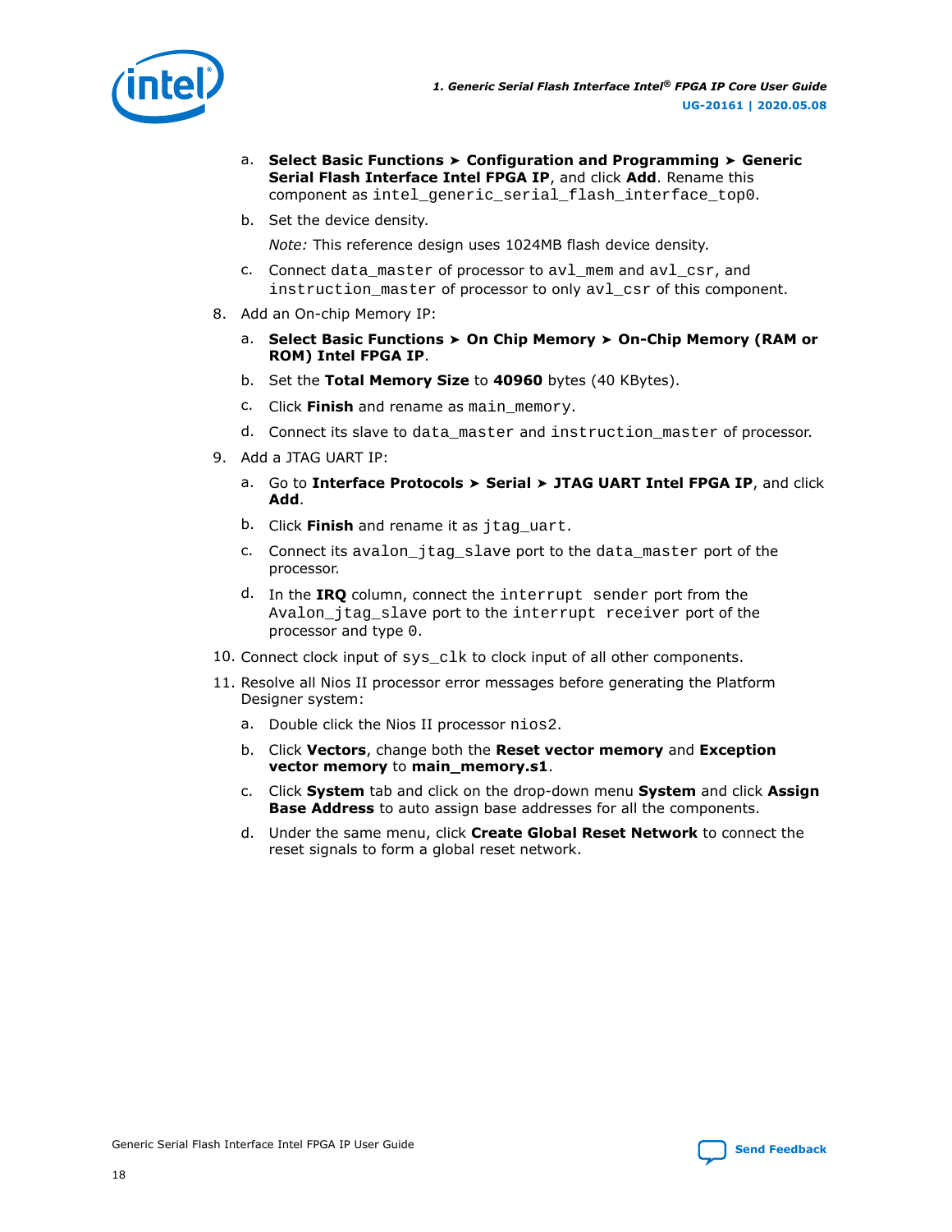a. **Select Basic Functions ➤ Configuration and Programming ➤ Generic Serial Flash Interface Intel FPGA IP**, and click **Add**. Rename this component as `intel_generic_serial_flash_interface_top0`.

b. Set the device density.

*Note:* This reference design uses 1024MB flash device density.

c. Connect `data_master` of processor to `avl_mem` and `avl_csr`, and `instruction_master` of processor to only `avl_csr` of this component.

8. Add an On-chip Memory IP:

   a. **Select Basic Functions ➤ On Chip Memory ➤ On-Chip Memory (RAM or ROM) Intel FPGA IP**.

   b. Set the **Total Memory Size** to **40960** bytes (40 KBytes).

   c. Click **Finish** and rename as `main_memory`.

   d. Connect its slave to `data_master` and `instruction_master` of processor.

9. Add a JTAG UART IP:

   a. Go to **Interface Protocols ➤ Serial ➤ JTAG UART Intel FPGA IP**, and click **Add**.

   b. Click **Finish** and rename it as `jtag_uart`.

   c. Connect its `avalon_jtag_slave` port to the `data_master` port of the processor.

   d. In the **IRQ** column, connect the `interrupt sender` port from the `Avalon_jtag_slave` port to the `interrupt receiver` port of the processor and type `0`.

10. Connect clock input of `sys_clk` to clock input of all other components.

11. Resolve all Nios II processor error messages before generating the Platform Designer system:

    a. Double click the Nios II processor `nios2`.

    b. Click **Vectors**, change both the **Reset vector memory** and **Exception vector memory** to **main_memory.s1**.

    c. Click **System** tab and click on the drop-down menu **System** and click **Assign Base Address** to auto assign base addresses for all the components.

    d. Under the same menu, click **Create Global Reset Network** to connect the reset signals to form a global reset network.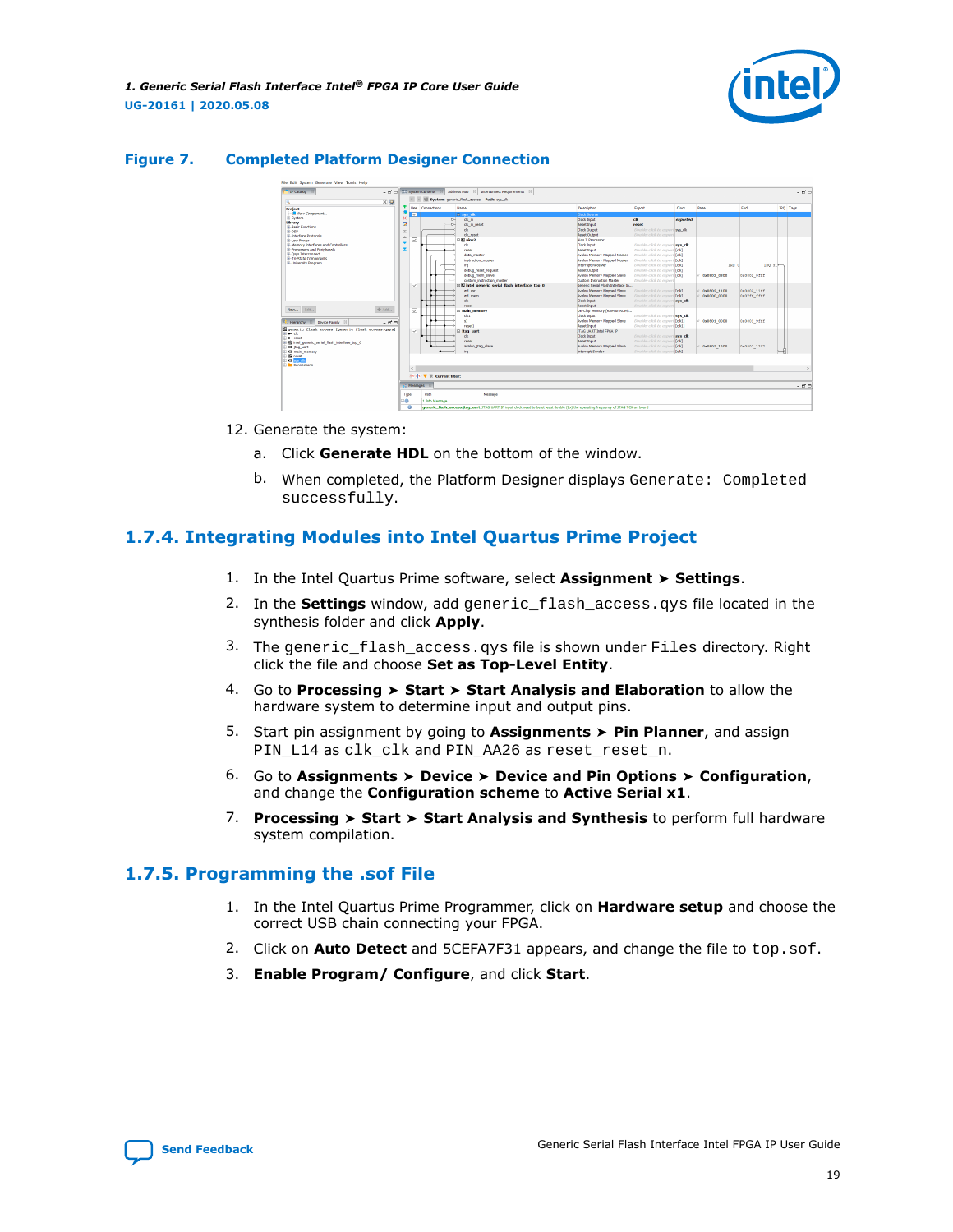**Figure 7. Completed Platform Designer Connection**

12. Generate the system:

    a. Click **Generate HDL** on the bottom of the window.

    b. When completed, the Platform Designer displays `Generate: Completed successfully`.

### 1.7.4. Integrating Modules into Intel Quartus Prime Project

1. In the Intel Quartus Prime software, select **Assignment ➤ Settings**.
2. In the **Settings** window, add `generic_flash_access.qys` file located in the synthesis folder and click **Apply**.
3. The `generic_flash_access.qys` file is shown under `Files` directory. Right click the file and choose **Set as Top-Level Entity**.
4. Go to **Processing ➤ Start ➤ Start Analysis and Elaboration** to allow the hardware system to determine input and output pins.
5. Start pin assignment by going to **Assignments ➤ Pin Planner**, and assign `PIN_L14` as `clk_clk` and `PIN_AA26` as `reset_reset_n`.
6. Go to **Assignments ➤ Device ➤ Device and Pin Options ➤ Configuration**, and change the **Configuration scheme** to **Active Serial x1**.
7. **Processing ➤ Start ➤ Start Analysis and Synthesis** to perform full hardware system compilation.

### 1.7.5. Programming the .sof File

1. In the Intel Quartus Prime Programmer, click on **Hardware setup** and choose the correct USB chain connecting your FPGA.
2. Click on **Auto Detect** and 5CEFA7F31 appears, and change the file to `top.sof`.
3. **Enable Program/ Configure**, and click **Start**.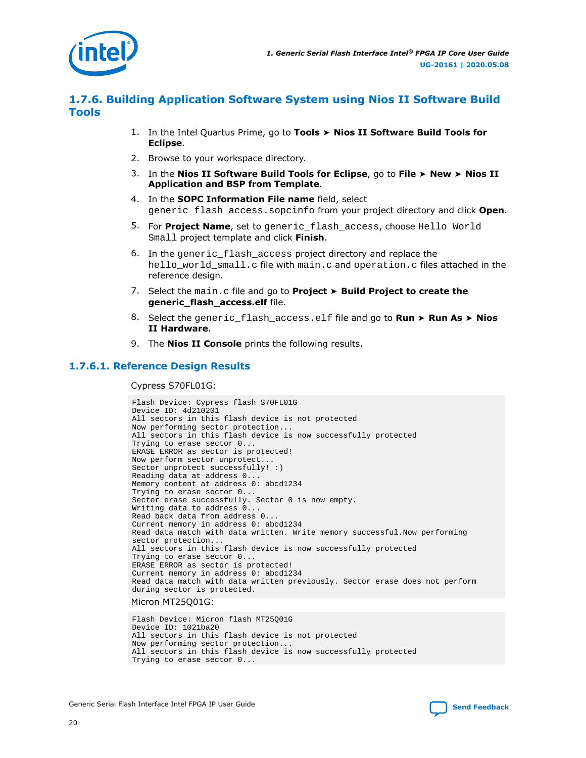### 1.7.6. Building Application Software System using Nios II Software Build Tools

1. In the Intel Quartus Prime, go to **Tools ➤ Nios II Software Build Tools for Eclipse**.
2. Browse to your workspace directory.
3. In the **Nios II Software Build Tools for Eclipse**, go to **File ➤ New ➤ Nios II Application and BSP from Template**.
4. In the **SOPC Information File name** field, select `generic_flash_access.sopcinfo` from your project directory and click **Open**.
5. For **Project Name**, set to `generic_flash_access`, choose `Hello World Small` project template and click **Finish**.
6. In the `generic_flash_access` project directory and replace the `hello_world_small.c` file with `main.c` and `operation.c` files attached in the reference design.
7. Select the `main.c` file and go to **Project ➤ Build Project to create the generic_flash_access.elf** file.
8. Select the `generic_flash_access.elf` file and go to **Run ➤ Run As ➤ Nios II Hardware**.
9. The **Nios II Console** prints the following results.

#### 1.7.6.1. Reference Design Results

Cypress S70FL01G:

```
Flash Device: Cypress flash S70FL01G
Device ID: 4d210201
All sectors in this flash device is not protected
Now performing sector protection...
All sectors in this flash device is now successfully protected
Trying to erase sector 0...
ERASE ERROR as sector is protected!
Now perform sector unprotect...
Sector unprotect successfully! :)
Reading data at address 0...
Memory content at address 0: abcd1234
Trying to erase sector 0...
Sector erase successfully. Sector 0 is now empty.
Writing data to address 0...
Read back data from address 0...
Current memory in address 0: abcd1234
Read data match with data written. Write memory successful.Now performing
sector protection...
All sectors in this flash device is now successfully protected
Trying to erase sector 0...
ERASE ERROR as sector is protected!
Current memory in address 0: abcd1234
Read data match with data written previously. Sector erase does not perform
during sector is protected.
```

Micron MT25Q01G:

```
Flash Device: Micron flash MT25Q01G
Device ID: 1021ba20
All sectors in this flash device is not protected
Now performing sector protection...
All sectors in this flash device is now successfully protected
Trying to erase sector 0...
```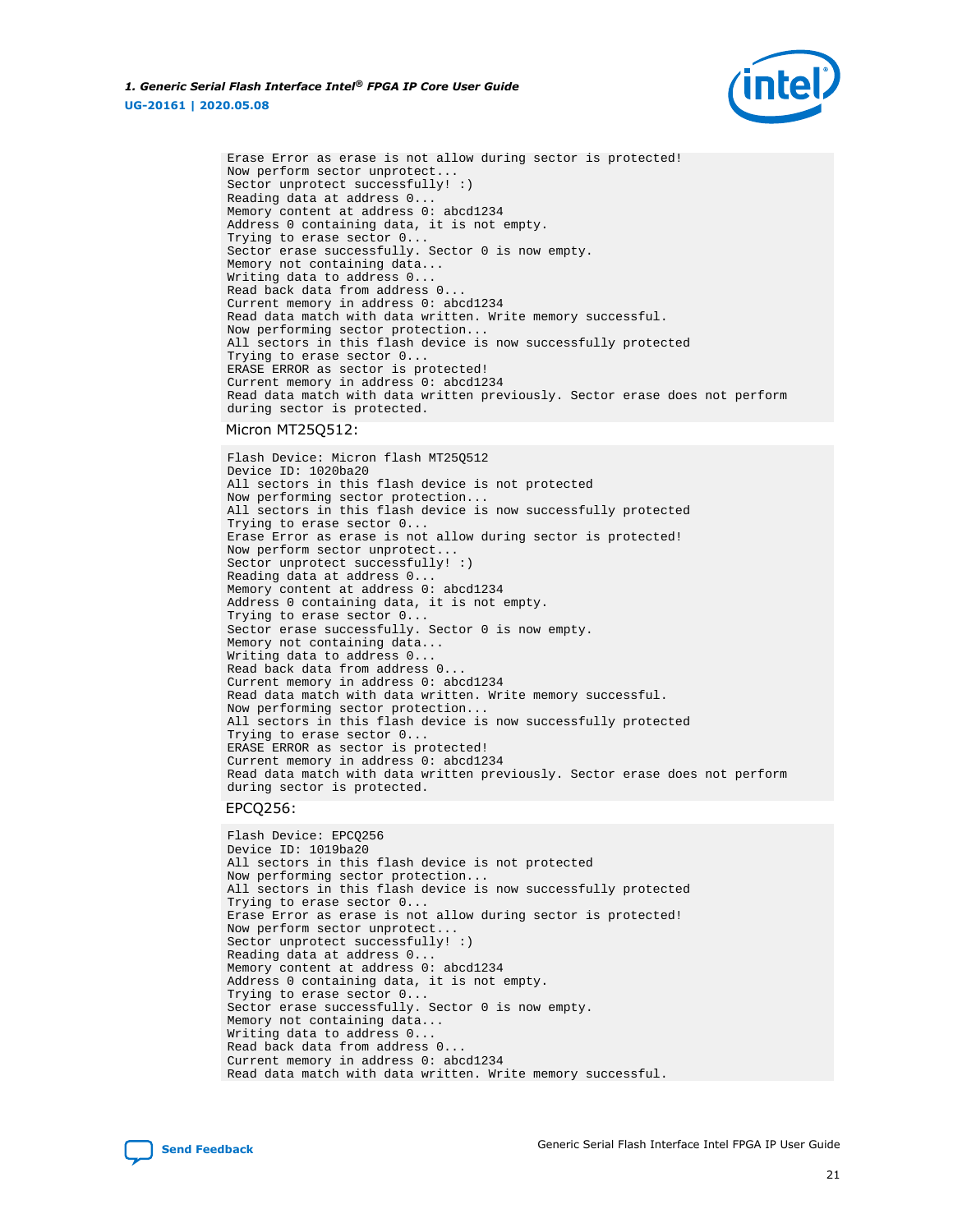```
Erase Error as erase is not allow during sector is protected!
Now perform sector unprotect...
Sector unprotect successfully! :)
Reading data at address 0...
Memory content at address 0: abcd1234
Address 0 containing data, it is not empty.
Trying to erase sector 0...
Sector erase successfully. Sector 0 is now empty.
Memory not containing data...
Writing data to address 0...
Read back data from address 0...
Current memory in address 0: abcd1234
Read data match with data written. Write memory successful.
Now performing sector protection...
All sectors in this flash device is now successfully protected
Trying to erase sector 0...
ERASE ERROR as sector is protected!
Current memory in address 0: abcd1234
Read data match with data written previously. Sector erase does not perform
during sector is protected.
```

Micron MT25Q512:

```
Flash Device: Micron flash MT25Q512
Device ID: 1020ba20
All sectors in this flash device is not protected
Now performing sector protection...
All sectors in this flash device is now successfully protected
Trying to erase sector 0...
Erase Error as erase is not allow during sector is protected!
Now perform sector unprotect...
Sector unprotect successfully! :)
Reading data at address 0...
Memory content at address 0: abcd1234
Address 0 containing data, it is not empty.
Trying to erase sector 0...
Sector erase successfully. Sector 0 is now empty.
Memory not containing data...
Writing data to address 0...
Read back data from address 0...
Current memory in address 0: abcd1234
Read data match with data written. Write memory successful.
Now performing sector protection...
All sectors in this flash device is now successfully protected
Trying to erase sector 0...
ERASE ERROR as sector is protected!
Current memory in address 0: abcd1234
Read data match with data written previously. Sector erase does not perform
during sector is protected.
```

EPCQ256:

```
Flash Device: EPCQ256
Device ID: 1019ba20
All sectors in this flash device is not protected
Now performing sector protection...
All sectors in this flash device is now successfully protected
Trying to erase sector 0...
Erase Error as erase is not allow during sector is protected!
Now perform sector unprotect...
Sector unprotect successfully! :)
Reading data at address 0...
Memory content at address 0: abcd1234
Address 0 containing data, it is not empty.
Trying to erase sector 0...
Sector erase successfully. Sector 0 is now empty.
Memory not containing data...
Writing data to address 0...
Read back data from address 0...
Current memory in address 0: abcd1234
Read data match with data written. Write memory successful.
```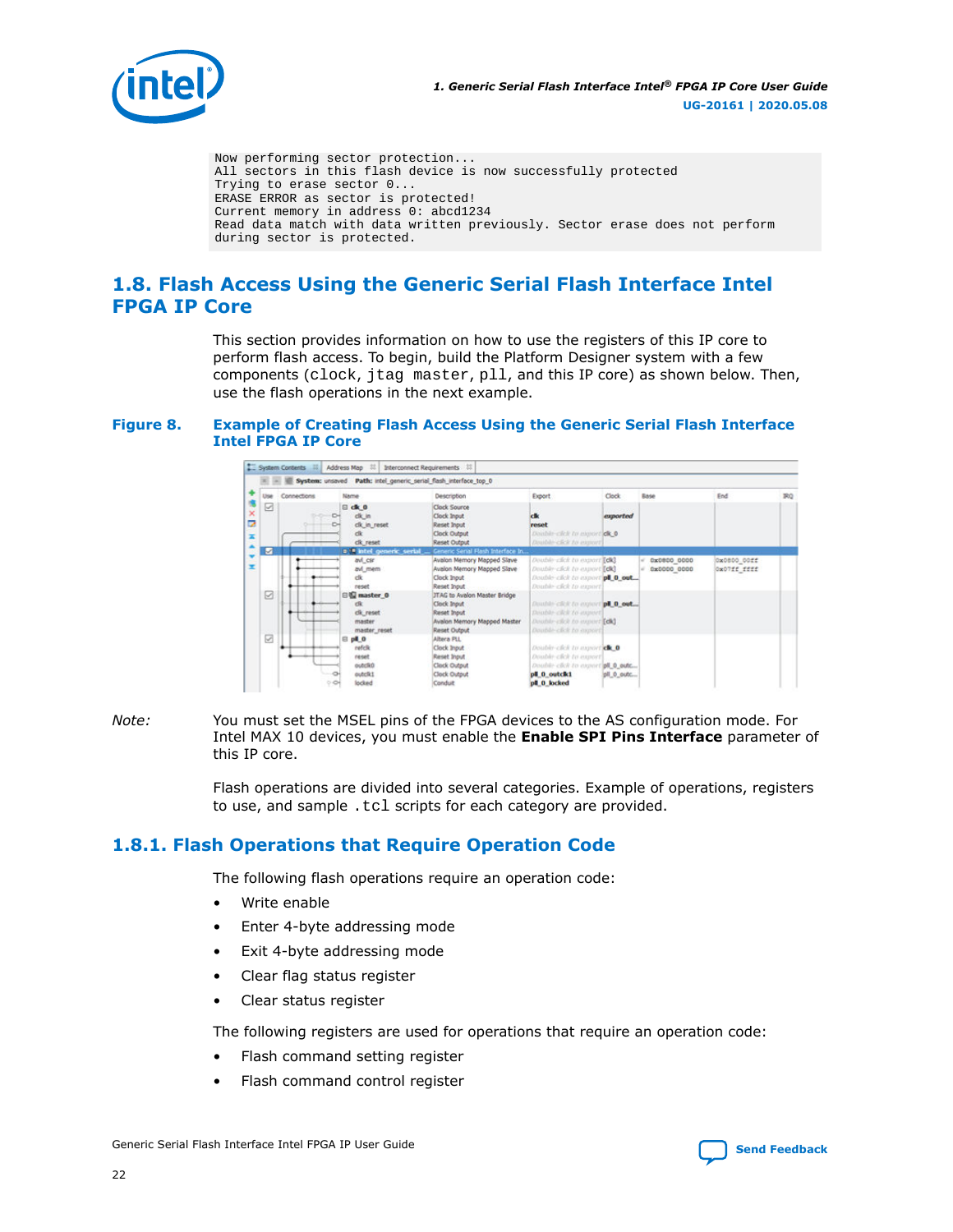```
Now performing sector protection...
All sectors in this flash device is now successfully protected
Trying to erase sector 0...
ERASE ERROR as sector is protected!
Current memory in address 0: abcd1234
Read data match with data written previously. Sector erase does not perform
during sector is protected.
```

## 1.8. Flash Access Using the Generic Serial Flash Interface Intel FPGA IP Core

This section provides information on how to use the registers of this IP core to perform flash access. To begin, build the Platform Designer system with a few components (`clock`, `jtag master`, `pll`, and this IP core) as shown below. Then, use the flash operations in the next example.

**Figure 8. Example of Creating Flash Access Using the Generic Serial Flash Interface Intel FPGA IP Core**

*Note:* You must set the MSEL pins of the FPGA devices to the AS configuration mode. For Intel MAX 10 devices, you must enable the **Enable SPI Pins Interface** parameter of this IP core.

Flash operations are divided into several categories. Example of operations, registers to use, and sample `.tcl` scripts for each category are provided.

### 1.8.1. Flash Operations that Require Operation Code

The following flash operations require an operation code:

- Write enable
- Enter 4-byte addressing mode
- Exit 4-byte addressing mode
- Clear flag status register
- Clear status register

The following registers are used for operations that require an operation code:

- Flash command setting register
- Flash command control register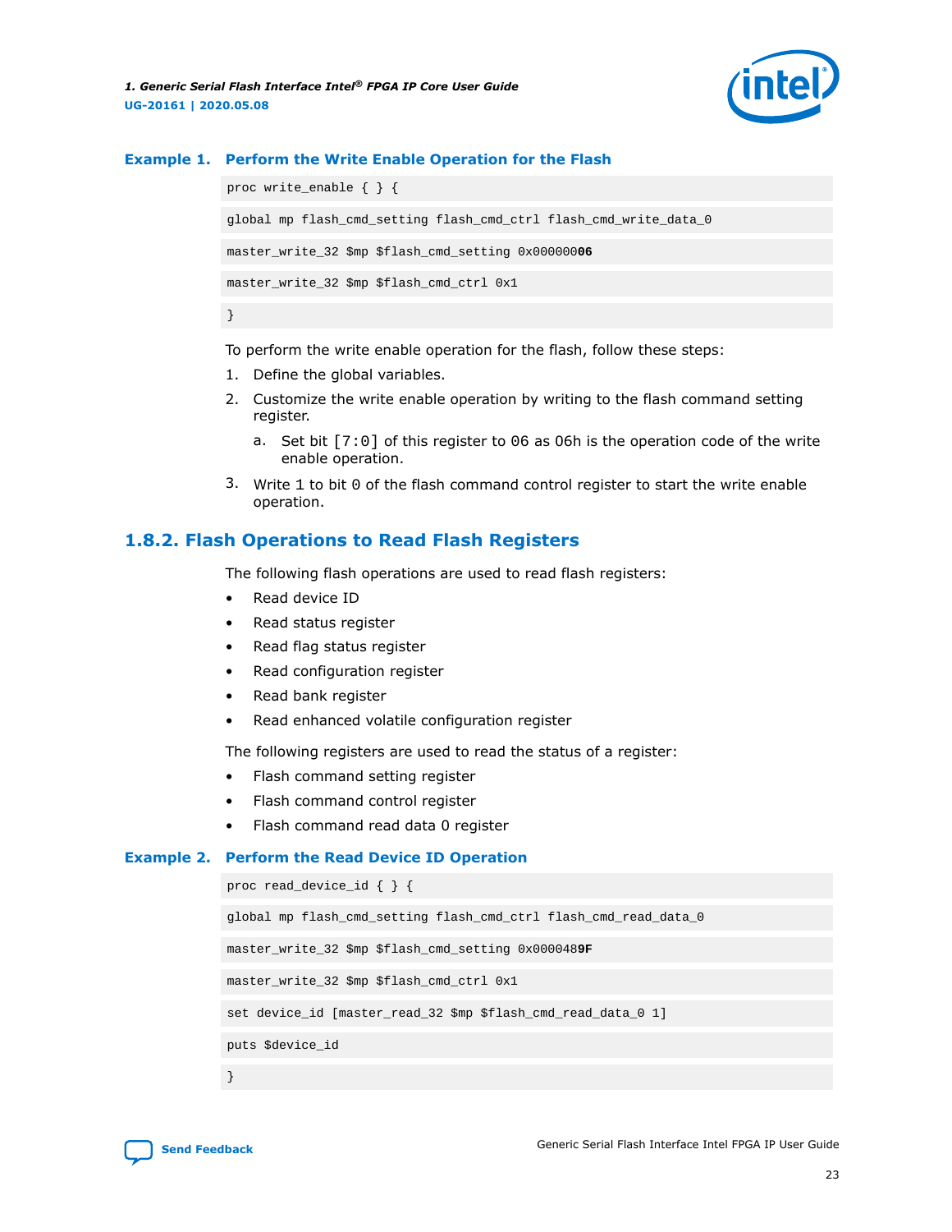**Example 1. Perform the Write Enable Operation for the Flash**

```
proc write_enable { } {
global mp flash_cmd_setting flash_cmd_ctrl flash_cmd_write_data_0
master_write_32 $mp $flash_cmd_setting 0x00000006
master_write_32 $mp $flash_cmd_ctrl 0x1
}
```

To perform the write enable operation for the flash, follow these steps:

1. Define the global variables.
2. Customize the write enable operation by writing to the flash command setting register.
   a. Set bit `[7:0]` of this register to `06` as 06h is the operation code of the write enable operation.
3. Write `1` to bit `0` of the flash command control register to start the write enable operation.

## 1.8.2. Flash Operations to Read Flash Registers

The following flash operations are used to read flash registers:

- Read device ID
- Read status register
- Read flag status register
- Read configuration register
- Read bank register
- Read enhanced volatile configuration register

The following registers are used to read the status of a register:

- Flash command setting register
- Flash command control register
- Flash command read data 0 register

**Example 2. Perform the Read Device ID Operation**

```
proc read_device_id { } {
global mp flash_cmd_setting flash_cmd_ctrl flash_cmd_read_data_0
master_write_32 $mp $flash_cmd_setting 0x0000489F
master_write_32 $mp $flash_cmd_ctrl 0x1
set device_id [master_read_32 $mp $flash_cmd_read_data_0 1]
puts $device_id
}
```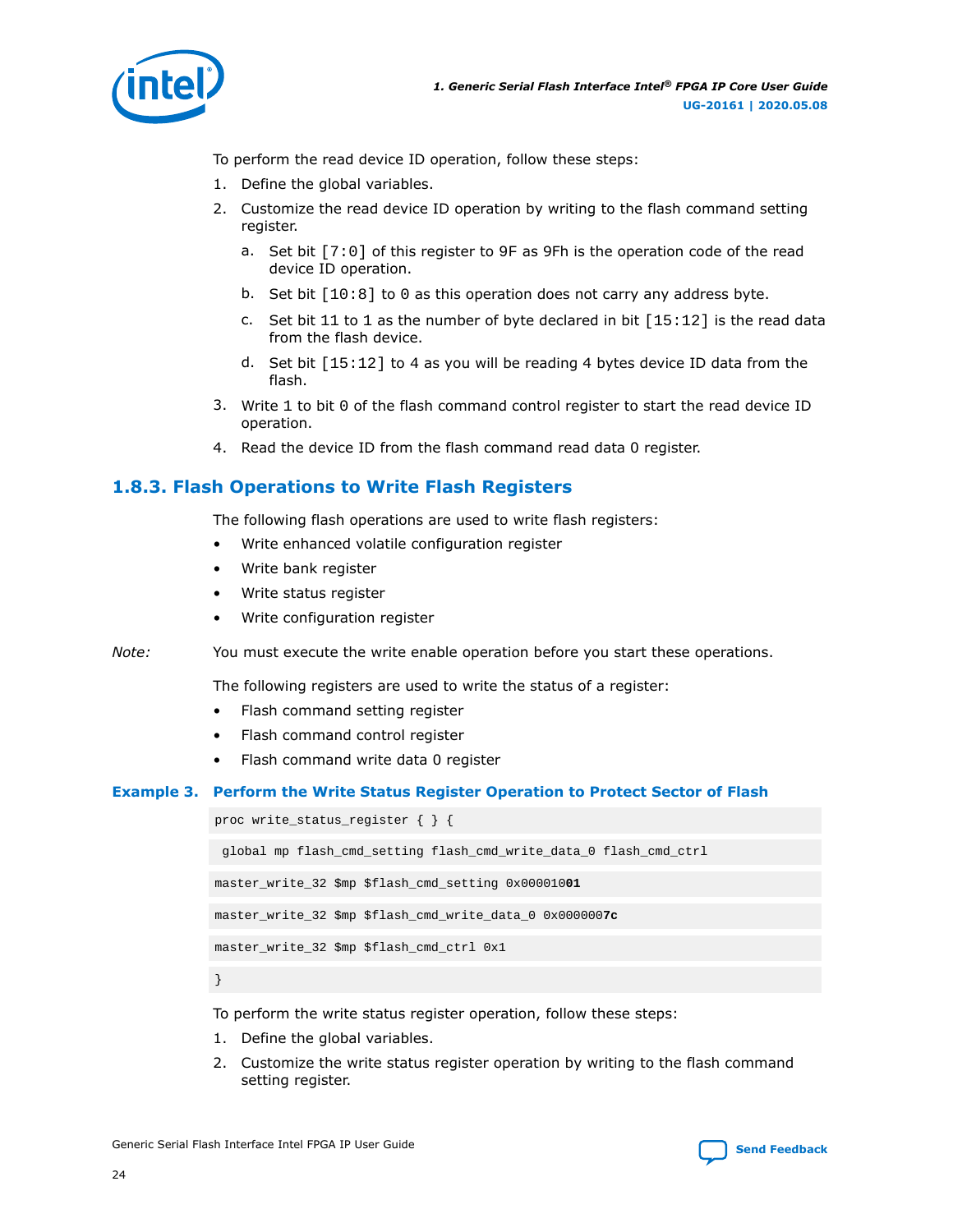To perform the read device ID operation, follow these steps:

1. Define the global variables.
2. Customize the read device ID operation by writing to the flash command setting register.
    a. Set bit `[7:0]` of this register to 9F as 9Fh is the operation code of the read device ID operation.
    b. Set bit `[10:8]` to `0` as this operation does not carry any address byte.
    c. Set bit `11` to `1` as the number of byte declared in bit `[15:12]` is the read data from the flash device.
    d. Set bit `[15:12]` to `4` as you will be reading 4 bytes device ID data from the flash.
3. Write `1` to bit `0` of the flash command control register to start the read device ID operation.
4. Read the device ID from the flash command read data 0 register.

## 1.8.3. Flash Operations to Write Flash Registers

The following flash operations are used to write flash registers:

- Write enhanced volatile configuration register
- Write bank register
- Write status register
- Write configuration register

*Note:* You must execute the write enable operation before you start these operations.

The following registers are used to write the status of a register:

- Flash command setting register
- Flash command control register
- Flash command write data 0 register

**Example 3. Perform the Write Status Register Operation to Protect Sector of Flash**

```
proc write_status_register { } {
 global mp flash_cmd_setting flash_cmd_write_data_0 flash_cmd_ctrl
master_write_32 $mp $flash_cmd_setting 0x00001001
master_write_32 $mp $flash_cmd_write_data_0 0x0000007c
master_write_32 $mp $flash_cmd_ctrl 0x1
}
```

To perform the write status register operation, follow these steps:

1. Define the global variables.
2. Customize the write status register operation by writing to the flash command setting register.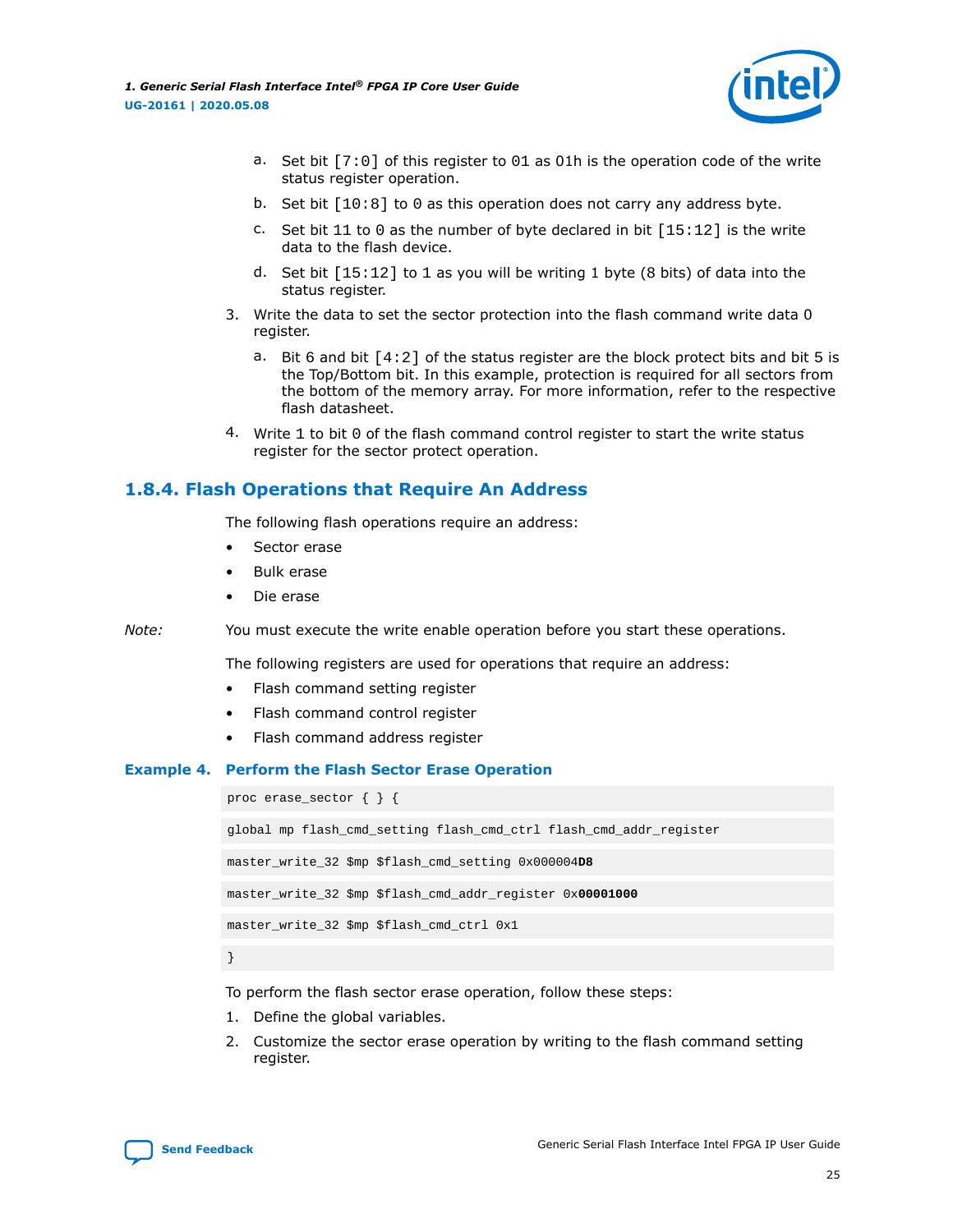a. Set bit [7:0] of this register to 01 as 01h is the operation code of the write status register operation.

b. Set bit [10:8] to 0 as this operation does not carry any address byte.

c. Set bit 11 to 0 as the number of byte declared in bit [15:12] is the write data to the flash device.

d. Set bit [15:12] to 1 as you will be writing 1 byte (8 bits) of data into the status register.

3. Write the data to set the sector protection into the flash command write data 0 register.

   a. Bit 6 and bit [4:2] of the status register are the block protect bits and bit 5 is the Top/Bottom bit. In this example, protection is required for all sectors from the bottom of the memory array. For more information, refer to the respective flash datasheet.

4. Write 1 to bit 0 of the flash command control register to start the write status register for the sector protect operation.

### 1.8.4. Flash Operations that Require An Address

The following flash operations require an address:

- Sector erase
- Bulk erase
- Die erase

*Note:* You must execute the write enable operation before you start these operations.

The following registers are used for operations that require an address:

- Flash command setting register
- Flash command control register
- Flash command address register

**Example 4. Perform the Flash Sector Erase Operation**

```
proc erase_sector { } {
global mp flash_cmd_setting flash_cmd_ctrl flash_cmd_addr_register
master_write_32 $mp $flash_cmd_setting 0x000004D8
master_write_32 $mp $flash_cmd_addr_register 0x00001000
master_write_32 $mp $flash_cmd_ctrl 0x1
}
```

To perform the flash sector erase operation, follow these steps:

1. Define the global variables.
2. Customize the sector erase operation by writing to the flash command setting register.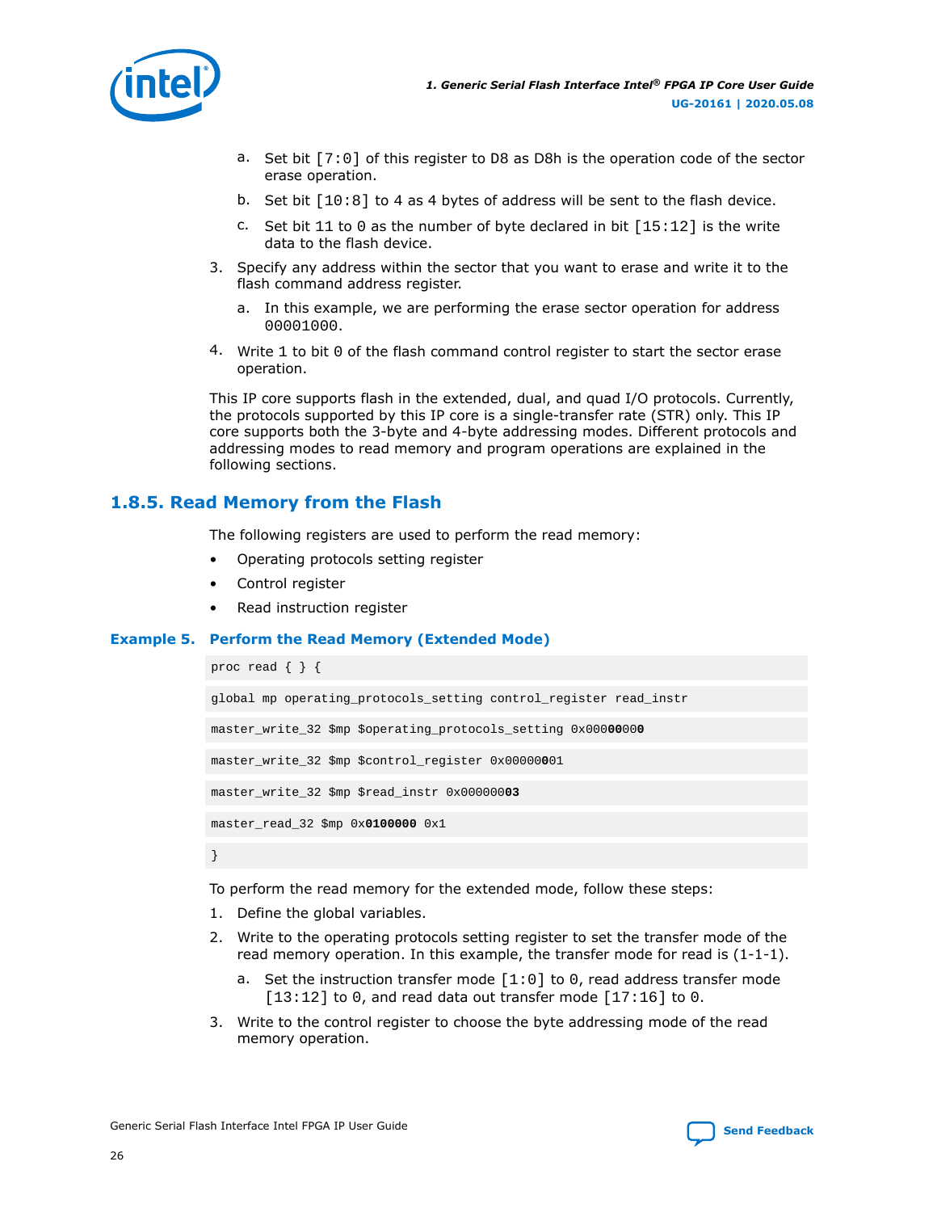a. Set bit [7:0] of this register to D8 as D8h is the operation code of the sector erase operation.

b. Set bit [10:8] to 4 as 4 bytes of address will be sent to the flash device.

c. Set bit 11 to 0 as the number of byte declared in bit [15:12] is the write data to the flash device.

3. Specify any address within the sector that you want to erase and write it to the flash command address register.

   a. In this example, we are performing the erase sector operation for address 00001000.

4. Write 1 to bit 0 of the flash command control register to start the sector erase operation.

This IP core supports flash in the extended, dual, and quad I/O protocols. Currently, the protocols supported by this IP core is a single-transfer rate (STR) only. This IP core supports both the 3-byte and 4-byte addressing modes. Different protocols and addressing modes to read memory and program operations are explained in the following sections.

## 1.8.5. Read Memory from the Flash

The following registers are used to perform the read memory:

- Operating protocols setting register
- Control register
- Read instruction register

**Example 5. Perform the Read Memory (Extended Mode)**

```
proc read { } {

global mp operating_protocols_setting control_register read_instr

master_write_32 $mp $operating_protocols_setting 0x00000000

master_write_32 $mp $control_register 0x00000001

master_write_32 $mp $read_instr 0x00000003

master_read_32 $mp 0x0100000 0x1

}
```

To perform the read memory for the extended mode, follow these steps:

1. Define the global variables.
2. Write to the operating protocols setting register to set the transfer mode of the read memory operation. In this example, the transfer mode for read is (1-1-1).
   a. Set the instruction transfer mode [1:0] to 0, read address transfer mode [13:12] to 0, and read data out transfer mode [17:16] to 0.
3. Write to the control register to choose the byte addressing mode of the read memory operation.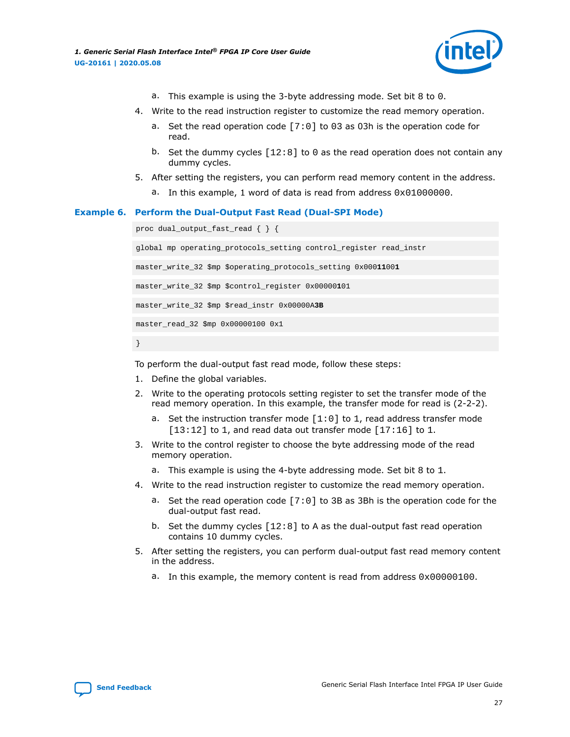a. This example is using the 3-byte addressing mode. Set bit 8 to 0.

4. Write to the read instruction register to customize the read memory operation.
   a. Set the read operation code [7:0] to 03 as 03h is the operation code for read.
   b. Set the dummy cycles [12:8] to 0 as the read operation does not contain any dummy cycles.
5. After setting the registers, you can perform read memory content in the address.
   a. In this example, 1 word of data is read from address 0x01000000.

**Example 6. Perform the Dual-Output Fast Read (Dual-SPI Mode)**

```
proc dual_output_fast_read { } {

global mp operating_protocols_setting control_register read_instr

master_write_32 $mp $operating_protocols_setting 0x00011001

master_write_32 $mp $control_register 0x00000101

master_write_32 $mp $read_instr 0x00000A3B

master_read_32 $mp 0x00000100 0x1

}
```

To perform the dual-output fast read mode, follow these steps:

1. Define the global variables.
2. Write to the operating protocols setting register to set the transfer mode of the read memory operation. In this example, the transfer mode for read is (2-2-2).
   a. Set the instruction transfer mode [1:0] to 1, read address transfer mode [13:12] to 1, and read data out transfer mode [17:16] to 1.
3. Write to the control register to choose the byte addressing mode of the read memory operation.
   a. This example is using the 4-byte addressing mode. Set bit 8 to 1.
4. Write to the read instruction register to customize the read memory operation.
   a. Set the read operation code [7:0] to 3B as 3Bh is the operation code for the dual-output fast read.
   b. Set the dummy cycles [12:8] to A as the dual-output fast read operation contains 10 dummy cycles.
5. After setting the registers, you can perform dual-output fast read memory content in the address.
   a. In this example, the memory content is read from address 0x00000100.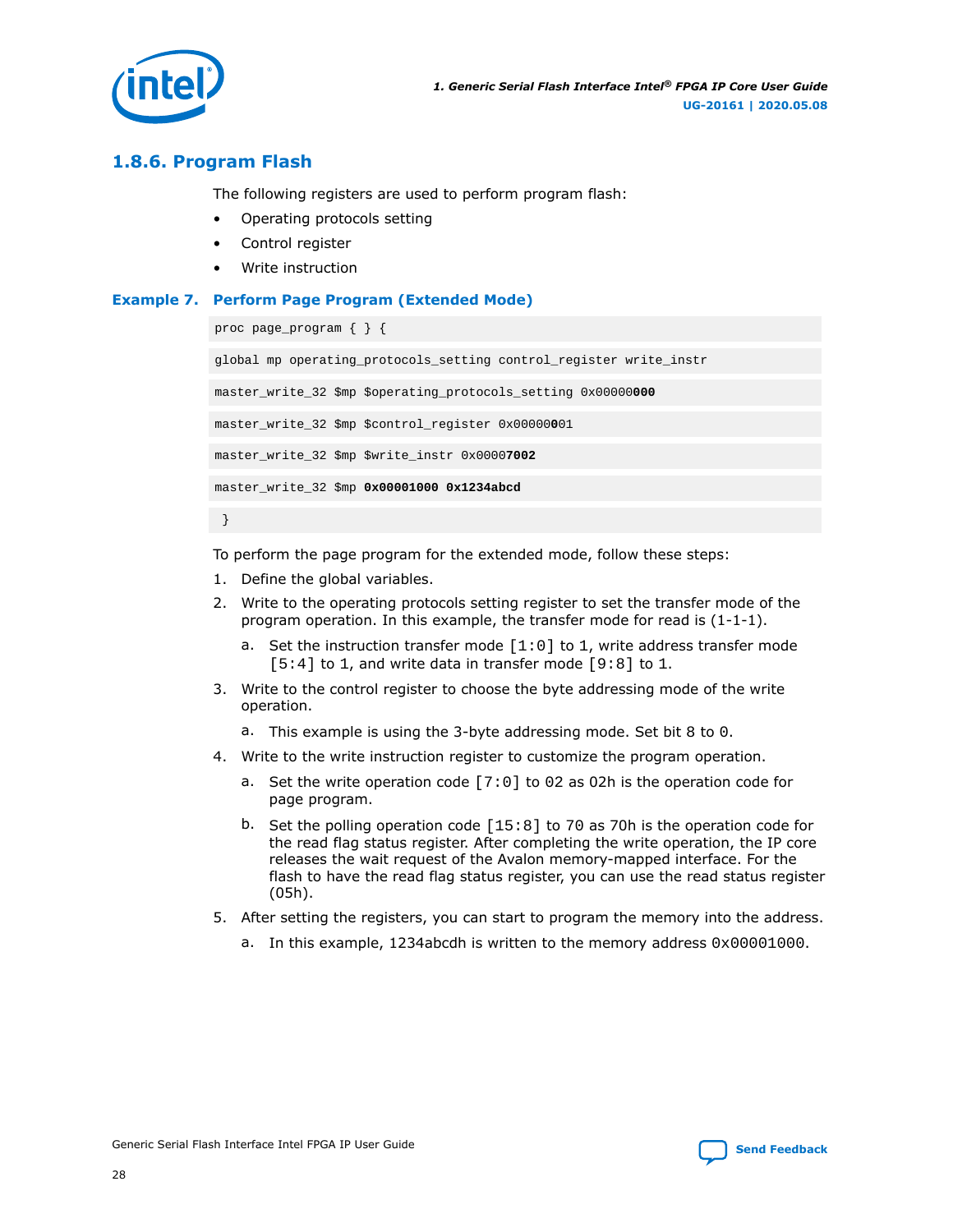### 1.8.6. Program Flash

The following registers are used to perform program flash:

- Operating protocols setting
- Control register
- Write instruction

**Example 7. Perform Page Program (Extended Mode)**

```
proc page_program { } {
global mp operating_protocols_setting control_register write_instr
master_write_32 $mp $operating_protocols_setting 0x00000000
master_write_32 $mp $control_register 0x00000001
master_write_32 $mp $write_instr 0x00007002
master_write_32 $mp 0x00001000 0x1234abcd
 }
```

To perform the page program for the extended mode, follow these steps:

1. Define the global variables.
2. Write to the operating protocols setting register to set the transfer mode of the program operation. In this example, the transfer mode for read is (1-1-1).
   a. Set the instruction transfer mode [1:0] to 1, write address transfer mode [5:4] to 1, and write data in transfer mode [9:8] to 1.
3. Write to the control register to choose the byte addressing mode of the write operation.
   a. This example is using the 3-byte addressing mode. Set bit 8 to 0.
4. Write to the write instruction register to customize the program operation.
   a. Set the write operation code [7:0] to 02 as 02h is the operation code for page program.
   b. Set the polling operation code [15:8] to 70 as 70h is the operation code for the read flag status register. After completing the write operation, the IP core releases the wait request of the Avalon memory-mapped interface. For the flash to have the read flag status register, you can use the read status register (05h).
5. After setting the registers, you can start to program the memory into the address.
   a. In this example, 1234abcdh is written to the memory address 0x00001000.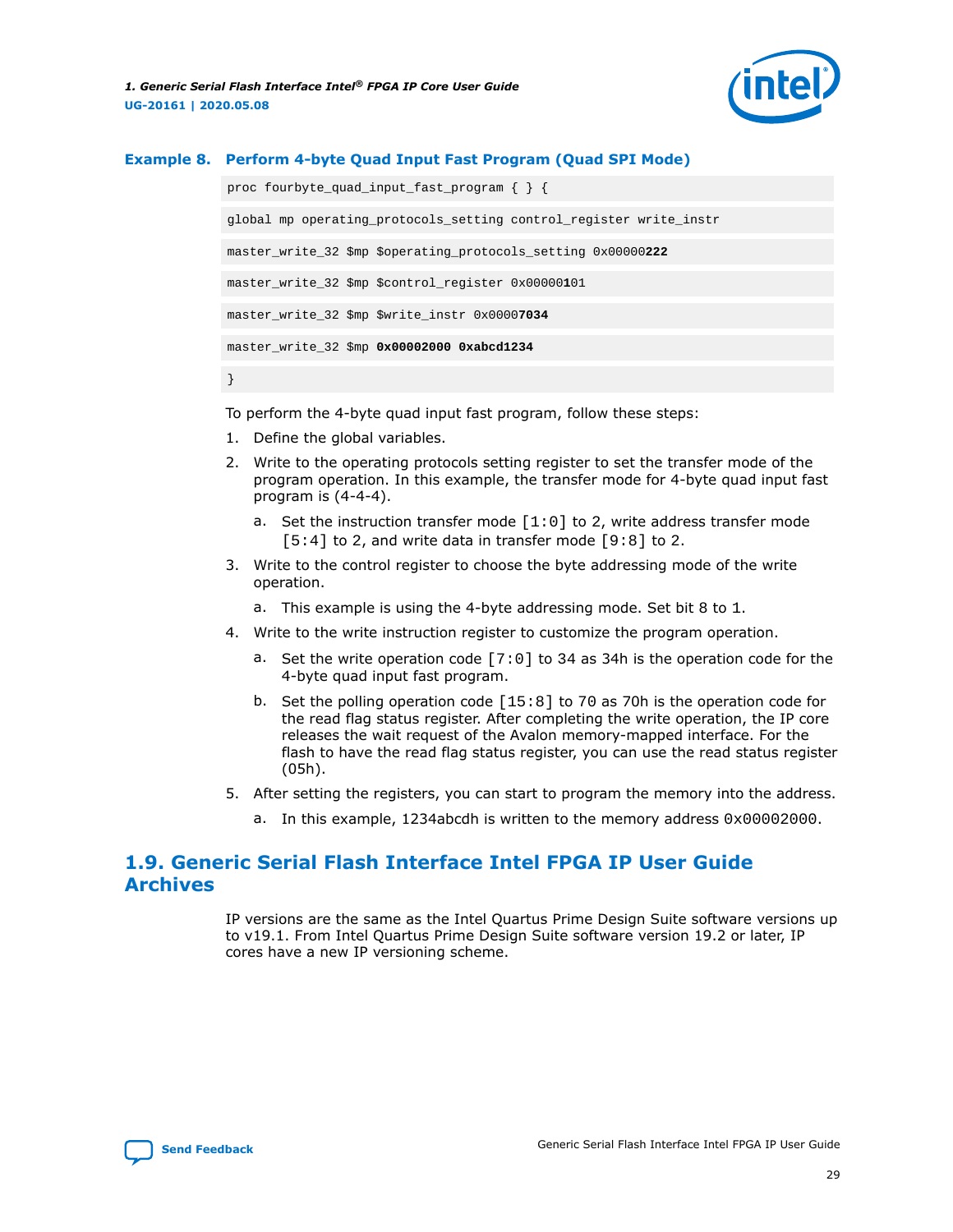**Example 8. Perform 4-byte Quad Input Fast Program (Quad SPI Mode)**

```
proc fourbyte_quad_input_fast_program { } {
global mp operating_protocols_setting control_register write_instr
master_write_32 $mp $operating_protocols_setting 0x00000222
master_write_32 $mp $control_register 0x00000101
master_write_32 $mp $write_instr 0x00007034
master_write_32 $mp 0x00002000 0xabcd1234
}
```

To perform the 4-byte quad input fast program, follow these steps:

1. Define the global variables.
2. Write to the operating protocols setting register to set the transfer mode of the program operation. In this example, the transfer mode for 4-byte quad input fast program is (4-4-4).
    a. Set the instruction transfer mode `[1:0]` to 2, write address transfer mode `[5:4]` to 2, and write data in transfer mode `[9:8]` to 2.
3. Write to the control register to choose the byte addressing mode of the write operation.
    a. This example is using the 4-byte addressing mode. Set bit 8 to 1.
4. Write to the write instruction register to customize the program operation.
    a. Set the write operation code `[7:0]` to 34 as 34h is the operation code for the 4-byte quad input fast program.
    b. Set the polling operation code `[15:8]` to 70 as 70h is the operation code for the read flag status register. After completing the write operation, the IP core releases the wait request of the Avalon memory-mapped interface. For the flash to have the read flag status register, you can use the read status register (05h).
5. After setting the registers, you can start to program the memory into the address.
    a. In this example, 1234abcdh is written to the memory address `0x00002000`.

## 1.9. Generic Serial Flash Interface Intel FPGA IP User Guide Archives

IP versions are the same as the Intel Quartus Prime Design Suite software versions up to v19.1. From Intel Quartus Prime Design Suite software version 19.2 or later, IP cores have a new IP versioning scheme.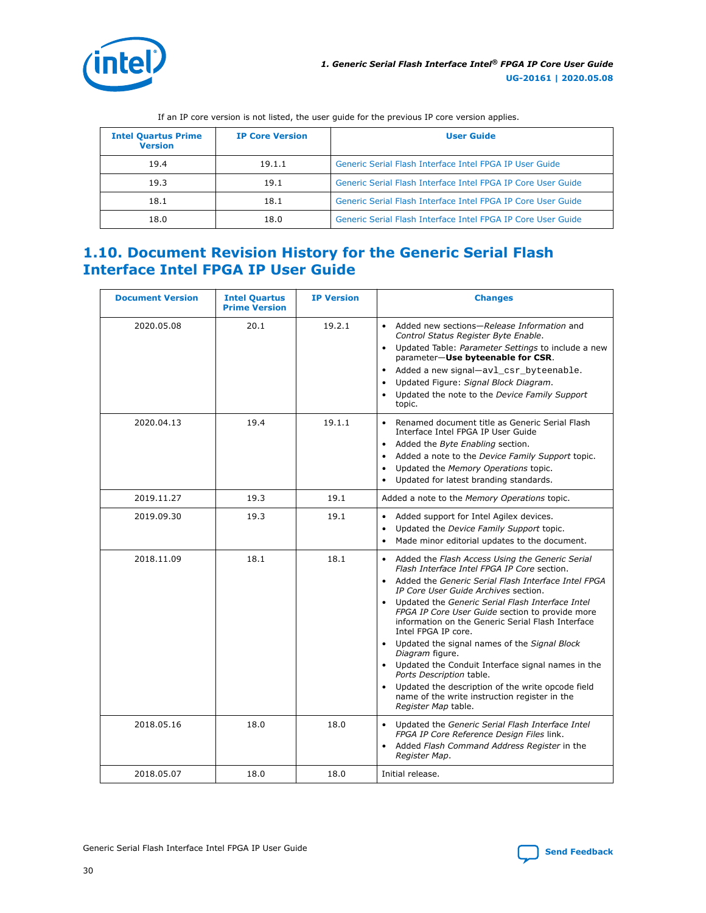If an IP core version is not listed, the user guide for the previous IP core version applies.

| Intel Quartus Prime Version | IP Core Version | User Guide |
| --- | --- | --- |
| 19.4 | 19.1.1 | Generic Serial Flash Interface Intel FPGA IP User Guide |
| 19.3 | 19.1 | Generic Serial Flash Interface Intel FPGA IP Core User Guide |
| 18.1 | 18.1 | Generic Serial Flash Interface Intel FPGA IP Core User Guide |
| 18.0 | 18.0 | Generic Serial Flash Interface Intel FPGA IP Core User Guide |

## 1.10. Document Revision History for the Generic Serial Flash Interface Intel FPGA IP User Guide

| Document Version | Intel Quartus Prime Version | IP Version | Changes |
| --- | --- | --- | --- |
| 2020.05.08 | 20.1 | 19.2.1 | • Added new sections—*Release Information* and *Control Status Register Byte Enable*.<br>• Updated Table: *Parameter Settings* to include a new parameter—**Use byteenable for CSR**.<br>• Added a new signal—`avl_csr_byteenable`.<br>• Updated Figure: *Signal Block Diagram*.<br>• Updated the note to the *Device Family Support* topic. |
| 2020.04.13 | 19.4 | 19.1.1 | • Renamed document title as Generic Serial Flash Interface Intel FPGA IP User Guide<br>• Added the *Byte Enabling* section.<br>• Added a note to the *Device Family Support* topic.<br>• Updated the *Memory Operations* topic.<br>• Updated for latest branding standards. |
| 2019.11.27 | 19.3 | 19.1 | Added a note to the *Memory Operations* topic. |
| 2019.09.30 | 19.3 | 19.1 | • Added support for Intel Agilex devices.<br>• Updated the *Device Family Support* topic.<br>• Made minor editorial updates to the document. |
| 2018.11.09 | 18.1 | 18.1 | • Added the *Flash Access Using the Generic Serial Flash Interface Intel FPGA IP Core* section.<br>• Added the *Generic Serial Flash Interface Intel FPGA IP Core User Guide Archives* section.<br>• Updated the *Generic Serial Flash Interface Intel FPGA IP Core User Guide* section to provide more information on the Generic Serial Flash Interface Intel FPGA IP core.<br>• Updated the signal names of the *Signal Block Diagram* figure.<br>• Updated the Conduit Interface signal names in the *Ports Description* table.<br>• Updated the description of the write opcode field name of the write instruction register in the *Register Map* table. |
| 2018.05.16 | 18.0 | 18.0 | • Updated the *Generic Serial Flash Interface Intel FPGA IP Core Reference Design Files* link.<br>• Added *Flash Command Address Register* in the *Register Map*. |
| 2018.05.07 | 18.0 | 18.0 | Initial release. |